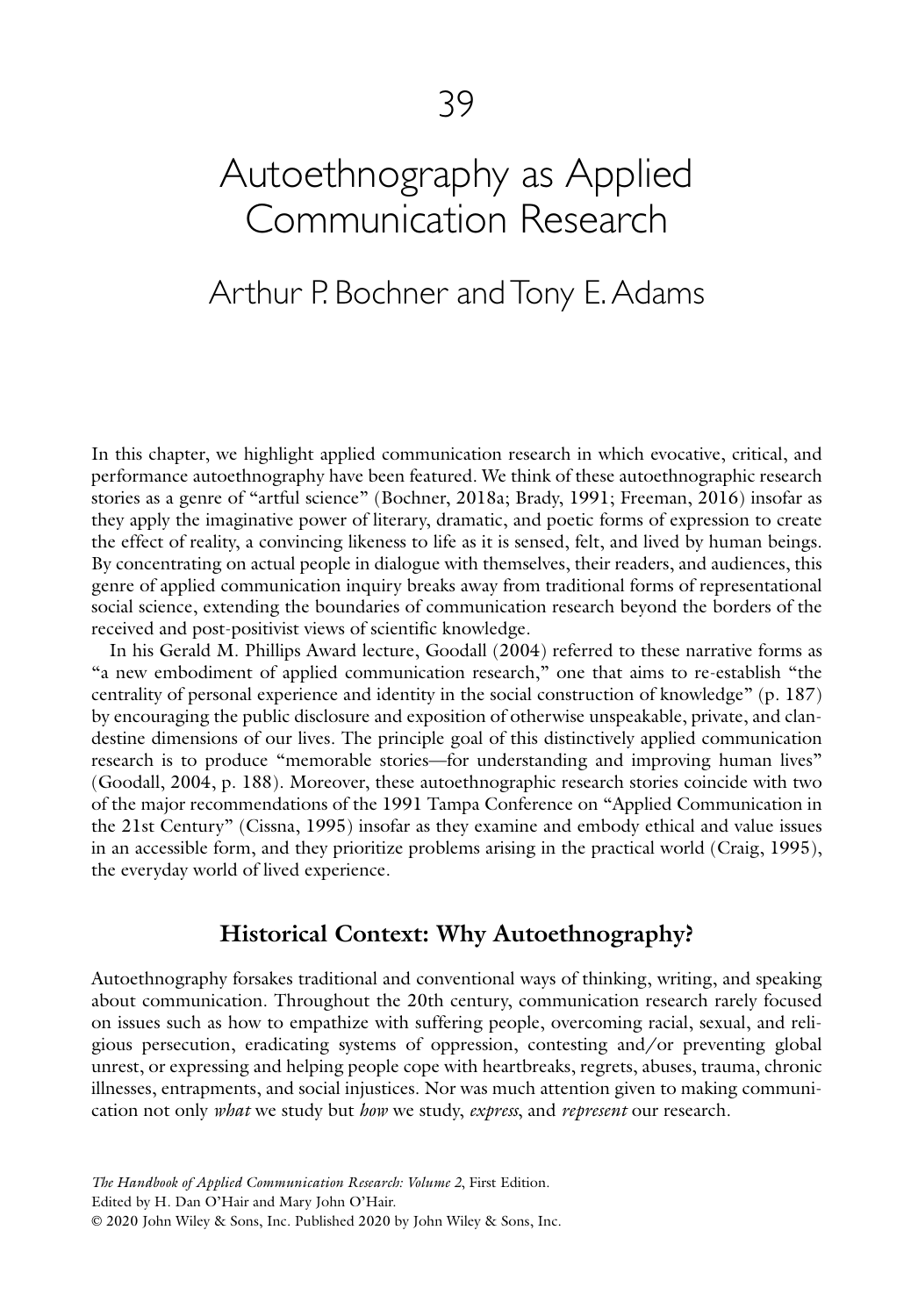# 39

# Autoethnography as Applied Communication Research

## Arthur P. Bochner and Tony E. Adams

In this chapter, we highlight applied communication research in which evocative, critical, and performance autoethnography have been featured. We think of these autoethnographic research stories as a genre of "artful science" (Bochner, 2018a; Brady, 1991; Freeman, 2016) insofar as they apply the imaginative power of literary, dramatic, and poetic forms of expression to create the effect of reality, a convincing likeness to life as it is sensed, felt, and lived by human beings. By concentrating on actual people in dialogue with themselves, their readers, and audiences, this genre of applied communication inquiry breaks away from traditional forms of representational social science, extending the boundaries of communication research beyond the borders of the received and post-positivist views of scientific knowledge.

In his Gerald M. Phillips Award lecture, Goodall (2004) referred to these narrative forms as "a new embodiment of applied communication research," one that aims to re-establish "the centrality of personal experience and identity in the social construction of knowledge" (p. 187) by encouraging the public disclosure and exposition of otherwise unspeakable, private, and clandestine dimensions of our lives. The principle goal of this distinctively applied communication research is to produce "memorable stories—for understanding and improving human lives" (Goodall, 2004, p. 188). Moreover, these autoethnographic research stories coincide with two of the major recommendations of the 1991 Tampa Conference on "Applied Communication in the 21st Century" (Cissna, 1995) insofar as they examine and embody ethical and value issues in an accessible form, and they prioritize problems arising in the practical world (Craig, 1995), the everyday world of lived experience.

### Historical Context: Why Autoethnography?

Autoethnography forsakes traditional and conventional ways of thinking, writing, and speaking about communication. Throughout the 20th century, communication research rarely focused on issues such as how to empathize with suffering people, overcoming racial, sexual, and religious persecution, eradicating systems of oppression, contesting and/or preventing global unrest, or expressing and helping people cope with heartbreaks, regrets, abuses, trauma, chronic illnesses, entrapments, and social injustices. Nor was much attention given to making communication not only *what* we study but *how* we study, *express*, and *represent* our research.

*The Handbook of Applied Communication Research: Volume 2*, First Edition.
Edited by H. Dan O'Hair and Mary John O'Hair.
© 2020 John Wiley & Sons, Inc. Published 2020 by John Wiley & Sons, Inc.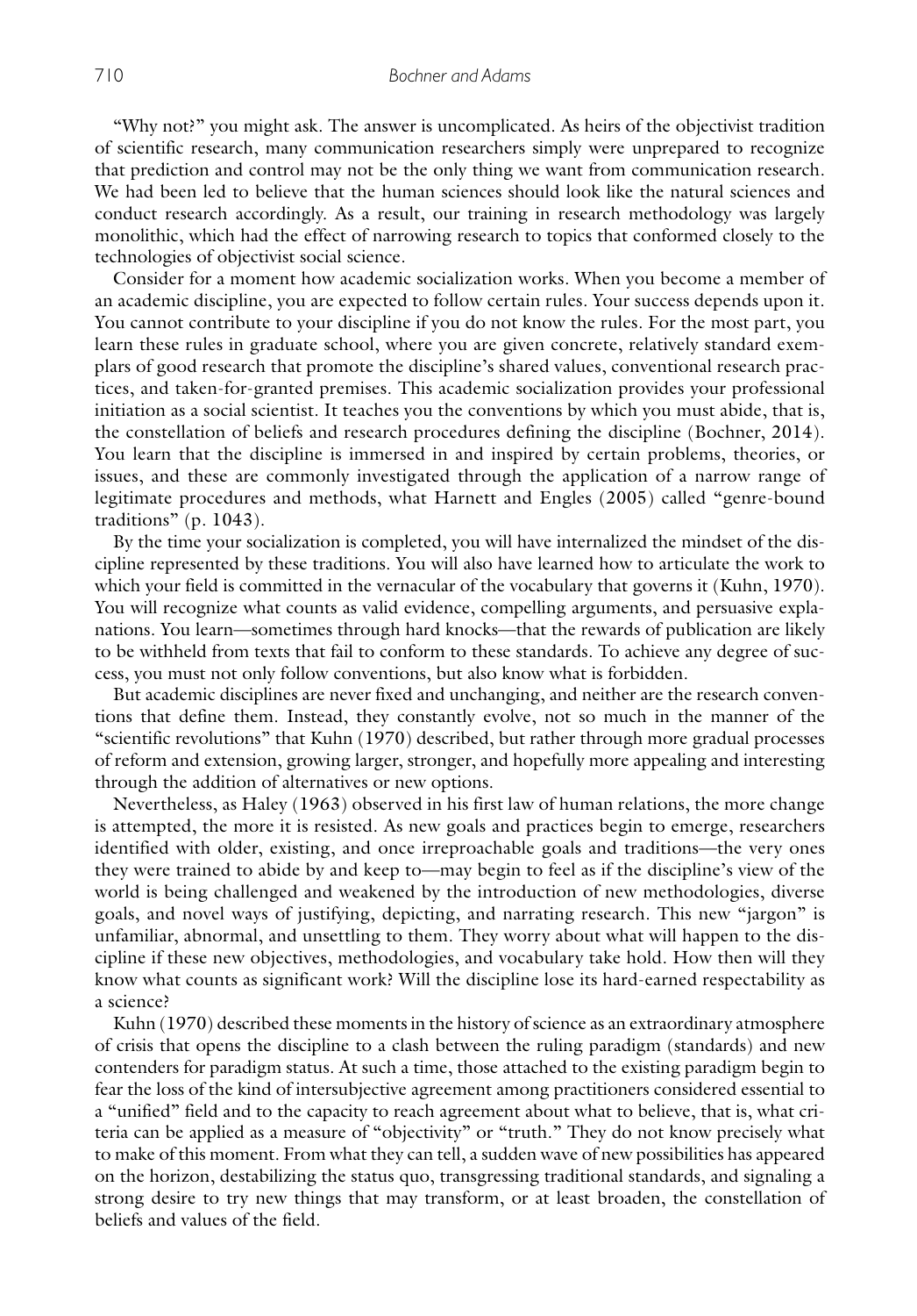"Why not?" you might ask. The answer is uncomplicated. As heirs of the objectivist tradition of scientific research, many communication researchers simply were unprepared to recognize that prediction and control may not be the only thing we want from communication research. We had been led to believe that the human sciences should look like the natural sciences and conduct research accordingly. As a result, our training in research methodology was largely monolithic, which had the effect of narrowing research to topics that conformed closely to the technologies of objectivist social science.

Consider for a moment how academic socialization works. When you become a member of an academic discipline, you are expected to follow certain rules. Your success depends upon it. You cannot contribute to your discipline if you do not know the rules. For the most part, you learn these rules in graduate school, where you are given concrete, relatively standard exemplars of good research that promote the discipline's shared values, conventional research practices, and taken-for-granted premises. This academic socialization provides your professional initiation as a social scientist. It teaches you the conventions by which you must abide, that is, the constellation of beliefs and research procedures defining the discipline (Bochner, 2014). You learn that the discipline is immersed in and inspired by certain problems, theories, or issues, and these are commonly investigated through the application of a narrow range of legitimate procedures and methods, what Harnett and Engles (2005) called "genre-bound traditions" (p. 1043).

By the time your socialization is completed, you will have internalized the mindset of the discipline represented by these traditions. You will also have learned how to articulate the work to which your field is committed in the vernacular of the vocabulary that governs it (Kuhn, 1970). You will recognize what counts as valid evidence, compelling arguments, and persuasive explanations. You learn—sometimes through hard knocks—that the rewards of publication are likely to be withheld from texts that fail to conform to these standards. To achieve any degree of success, you must not only follow conventions, but also know what is forbidden.

But academic disciplines are never fixed and unchanging, and neither are the research conventions that define them. Instead, they constantly evolve, not so much in the manner of the "scientific revolutions" that Kuhn (1970) described, but rather through more gradual processes of reform and extension, growing larger, stronger, and hopefully more appealing and interesting through the addition of alternatives or new options.

Nevertheless, as Haley (1963) observed in his first law of human relations, the more change is attempted, the more it is resisted. As new goals and practices begin to emerge, researchers identified with older, existing, and once irreproachable goals and traditions—the very ones they were trained to abide by and keep to—may begin to feel as if the discipline's view of the world is being challenged and weakened by the introduction of new methodologies, diverse goals, and novel ways of justifying, depicting, and narrating research. This new "jargon" is unfamiliar, abnormal, and unsettling to them. They worry about what will happen to the discipline if these new objectives, methodologies, and vocabulary take hold. How then will they know what counts as significant work? Will the discipline lose its hard-earned respectability as a science?

Kuhn (1970) described these moments in the history of science as an extraordinary atmosphere of crisis that opens the discipline to a clash between the ruling paradigm (standards) and new contenders for paradigm status. At such a time, those attached to the existing paradigm begin to fear the loss of the kind of intersubjective agreement among practitioners considered essential to a "unified" field and to the capacity to reach agreement about what to believe, that is, what criteria can be applied as a measure of "objectivity" or "truth." They do not know precisely what to make of this moment. From what they can tell, a sudden wave of new possibilities has appeared on the horizon, destabilizing the status quo, transgressing traditional standards, and signaling a strong desire to try new things that may transform, or at least broaden, the constellation of beliefs and values of the field.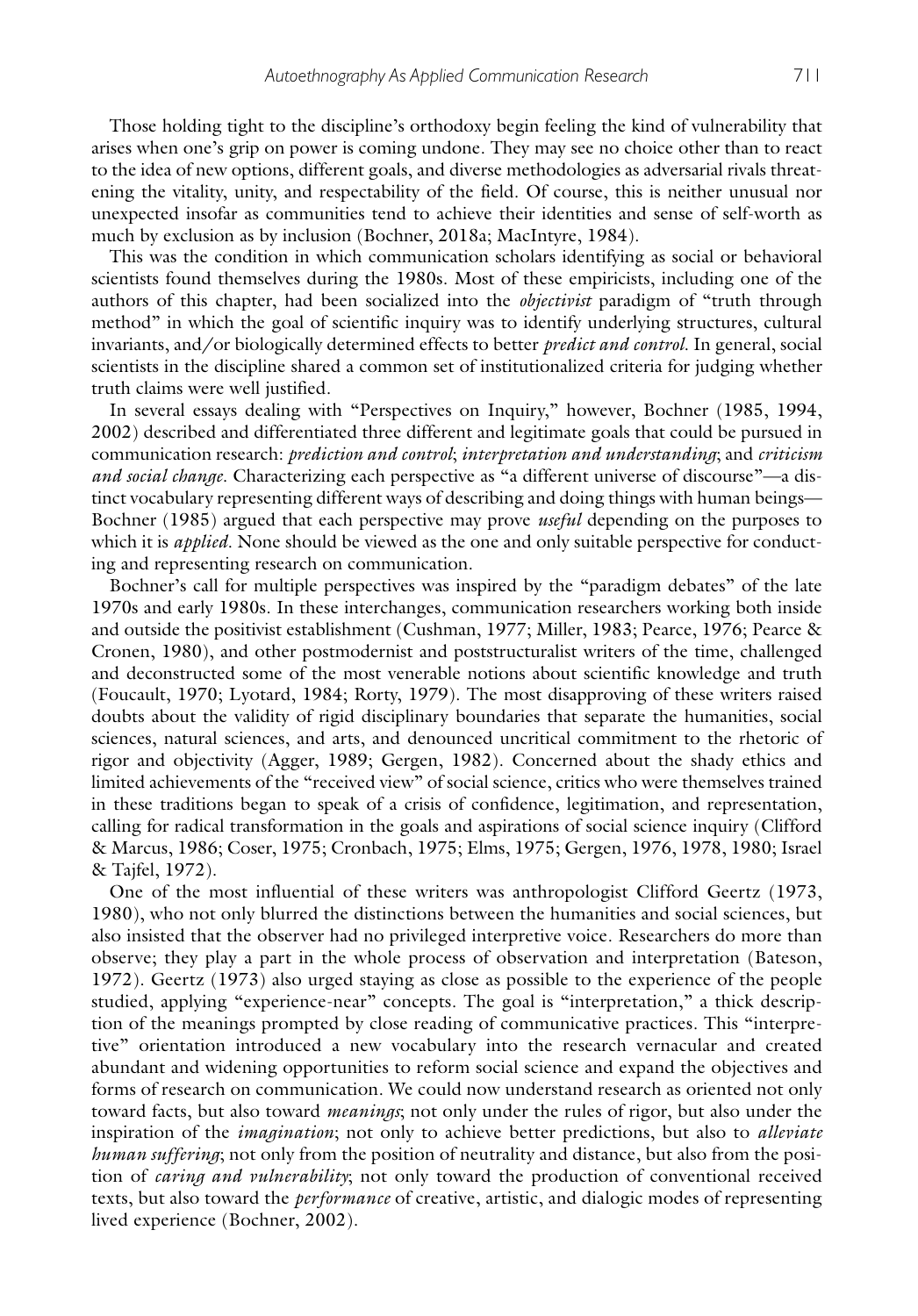Those holding tight to the discipline's orthodoxy begin feeling the kind of vulnerability that arises when one's grip on power is coming undone. They may see no choice other than to react to the idea of new options, different goals, and diverse methodologies as adversarial rivals threatening the vitality, unity, and respectability of the field. Of course, this is neither unusual nor unexpected insofar as communities tend to achieve their identities and sense of self-worth as much by exclusion as by inclusion (Bochner, 2018a; MacIntyre, 1984).

This was the condition in which communication scholars identifying as social or behavioral scientists found themselves during the 1980s. Most of these empiricists, including one of the authors of this chapter, had been socialized into the *objectivist* paradigm of "truth through method" in which the goal of scientific inquiry was to identify underlying structures, cultural invariants, and/or biologically determined effects to better *predict and control*. In general, social scientists in the discipline shared a common set of institutionalized criteria for judging whether truth claims were well justified.

In several essays dealing with "Perspectives on Inquiry," however, Bochner (1985, 1994, 2002) described and differentiated three different and legitimate goals that could be pursued in communication research: *prediction and control*; *interpretation and understanding*; and *criticism and social change*. Characterizing each perspective as "a different universe of discourse"—a distinct vocabulary representing different ways of describing and doing things with human beings—Bochner (1985) argued that each perspective may prove *useful* depending on the purposes to which it is *applied*. None should be viewed as the one and only suitable perspective for conducting and representing research on communication.

Bochner's call for multiple perspectives was inspired by the "paradigm debates" of the late 1970s and early 1980s. In these interchanges, communication researchers working both inside and outside the positivist establishment (Cushman, 1977; Miller, 1983; Pearce, 1976; Pearce & Cronen, 1980), and other postmodernist and poststructuralist writers of the time, challenged and deconstructed some of the most venerable notions about scientific knowledge and truth (Foucault, 1970; Lyotard, 1984; Rorty, 1979). The most disapproving of these writers raised doubts about the validity of rigid disciplinary boundaries that separate the humanities, social sciences, natural sciences, and arts, and denounced uncritical commitment to the rhetoric of rigor and objectivity (Agger, 1989; Gergen, 1982). Concerned about the shady ethics and limited achievements of the "received view" of social science, critics who were themselves trained in these traditions began to speak of a crisis of confidence, legitimation, and representation, calling for radical transformation in the goals and aspirations of social science inquiry (Clifford & Marcus, 1986; Coser, 1975; Cronbach, 1975; Elms, 1975; Gergen, 1976, 1978, 1980; Israel & Tajfel, 1972).

One of the most influential of these writers was anthropologist Clifford Geertz (1973, 1980), who not only blurred the distinctions between the humanities and social sciences, but also insisted that the observer had no privileged interpretive voice. Researchers do more than observe; they play a part in the whole process of observation and interpretation (Bateson, 1972). Geertz (1973) also urged staying as close as possible to the experience of the people studied, applying "experience-near" concepts. The goal is "interpretation," a thick description of the meanings prompted by close reading of communicative practices. This "interpretive" orientation introduced a new vocabulary into the research vernacular and created abundant and widening opportunities to reform social science and expand the objectives and forms of research on communication. We could now understand research as oriented not only toward facts, but also toward *meanings*; not only under the rules of rigor, but also under the inspiration of the *imagination*; not only to achieve better predictions, but also to *alleviate human suffering*; not only from the position of neutrality and distance, but also from the position of *caring and vulnerability*; not only toward the production of conventional received texts, but also toward the *performance* of creative, artistic, and dialogic modes of representing lived experience (Bochner, 2002).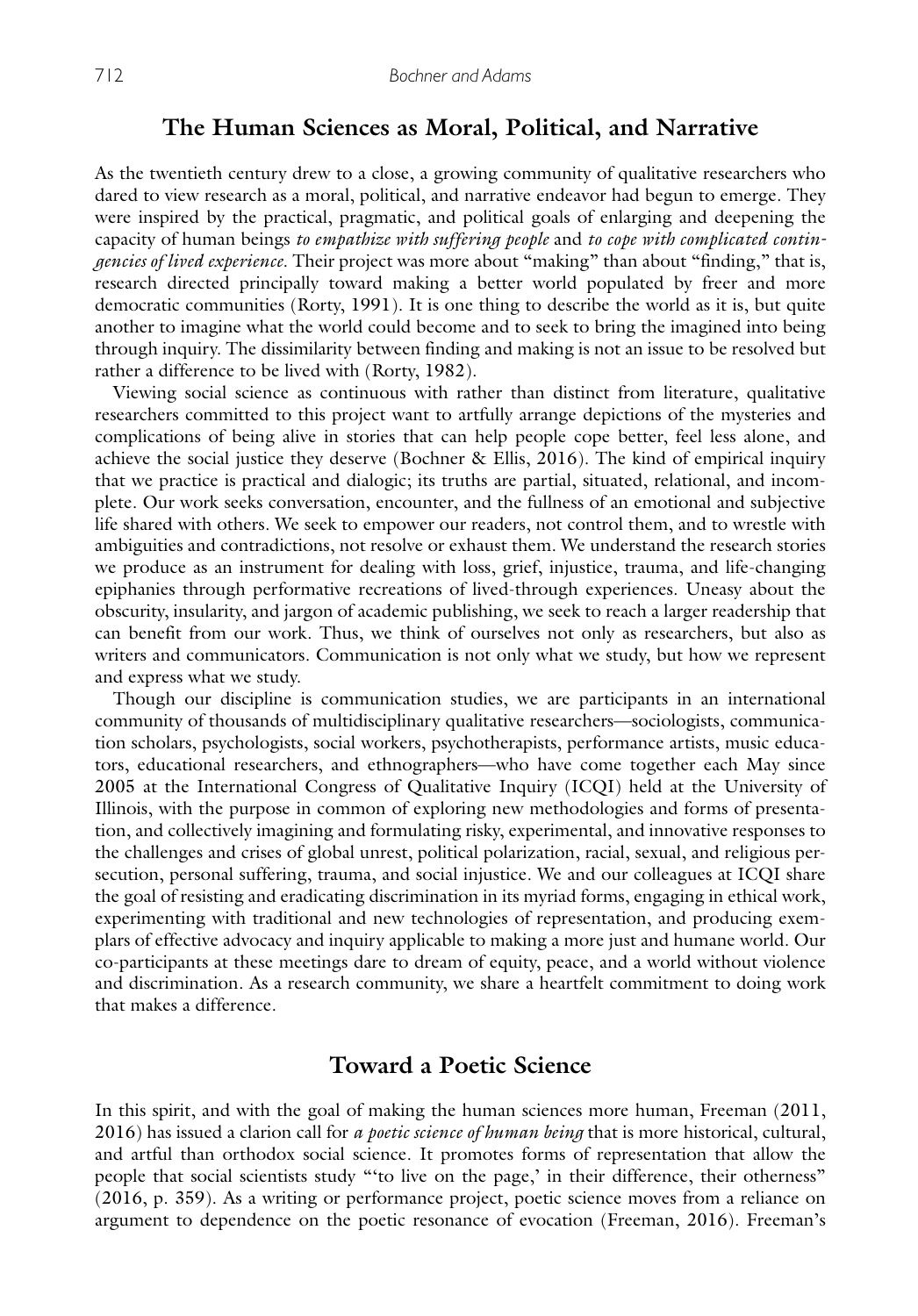## The Human Sciences as Moral, Political, and Narrative

As the twentieth century drew to a close, a growing community of qualitative researchers who dared to view research as a moral, political, and narrative endeavor had begun to emerge. They were inspired by the practical, pragmatic, and political goals of enlarging and deepening the capacity of human beings *to empathize with suffering people* and *to cope with complicated contingencies of lived experience*. Their project was more about "making" than about "finding," that is, research directed principally toward making a better world populated by freer and more democratic communities (Rorty, 1991). It is one thing to describe the world as it is, but quite another to imagine what the world could become and to seek to bring the imagined into being through inquiry. The dissimilarity between finding and making is not an issue to be resolved but rather a difference to be lived with (Rorty, 1982).

Viewing social science as continuous with rather than distinct from literature, qualitative researchers committed to this project want to artfully arrange depictions of the mysteries and complications of being alive in stories that can help people cope better, feel less alone, and achieve the social justice they deserve (Bochner & Ellis, 2016). The kind of empirical inquiry that we practice is practical and dialogic; its truths are partial, situated, relational, and incomplete. Our work seeks conversation, encounter, and the fullness of an emotional and subjective life shared with others. We seek to empower our readers, not control them, and to wrestle with ambiguities and contradictions, not resolve or exhaust them. We understand the research stories we produce as an instrument for dealing with loss, grief, injustice, trauma, and life-changing epiphanies through performative recreations of lived-through experiences. Uneasy about the obscurity, insularity, and jargon of academic publishing, we seek to reach a larger readership that can benefit from our work. Thus, we think of ourselves not only as researchers, but also as writers and communicators. Communication is not only what we study, but how we represent and express what we study.

Though our discipline is communication studies, we are participants in an international community of thousands of multidisciplinary qualitative researchers—sociologists, communication scholars, psychologists, social workers, psychotherapists, performance artists, music educators, educational researchers, and ethnographers—who have come together each May since 2005 at the International Congress of Qualitative Inquiry (ICQI) held at the University of Illinois, with the purpose in common of exploring new methodologies and forms of presentation, and collectively imagining and formulating risky, experimental, and innovative responses to the challenges and crises of global unrest, political polarization, racial, sexual, and religious persecution, personal suffering, trauma, and social injustice. We and our colleagues at ICQI share the goal of resisting and eradicating discrimination in its myriad forms, engaging in ethical work, experimenting with traditional and new technologies of representation, and producing exemplars of effective advocacy and inquiry applicable to making a more just and humane world. Our co-participants at these meetings dare to dream of equity, peace, and a world without violence and discrimination. As a research community, we share a heartfelt commitment to doing work that makes a difference.

## Toward a Poetic Science

In this spirit, and with the goal of making the human sciences more human, Freeman (2011, 2016) has issued a clarion call for *a poetic science of human being* that is more historical, cultural, and artful than orthodox social science. It promotes forms of representation that allow the people that social scientists study "'to live on the page,' in their difference, their otherness" (2016, p. 359). As a writing or performance project, poetic science moves from a reliance on argument to dependence on the poetic resonance of evocation (Freeman, 2016). Freeman's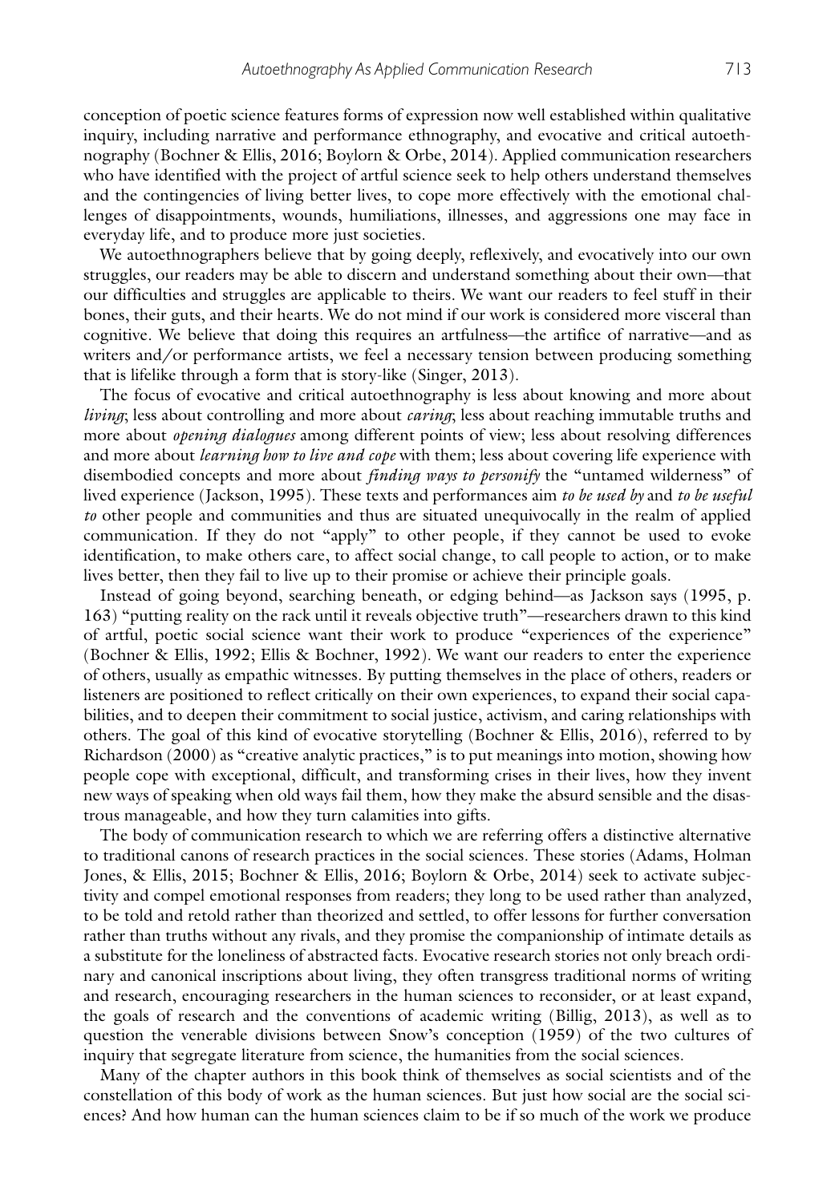conception of poetic science features forms of expression now well established within qualitative inquiry, including narrative and performance ethnography, and evocative and critical autoethnography (Bochner & Ellis, 2016; Boylorn & Orbe, 2014). Applied communication researchers who have identified with the project of artful science seek to help others understand themselves and the contingencies of living better lives, to cope more effectively with the emotional challenges of disappointments, wounds, humiliations, illnesses, and aggressions one may face in everyday life, and to produce more just societies.

We autoethnographers believe that by going deeply, reflexively, and evocatively into our own struggles, our readers may be able to discern and understand something about their own—that our difficulties and struggles are applicable to theirs. We want our readers to feel stuff in their bones, their guts, and their hearts. We do not mind if our work is considered more visceral than cognitive. We believe that doing this requires an artfulness—the artifice of narrative—and as writers and/or performance artists, we feel a necessary tension between producing something that is lifelike through a form that is story-like (Singer, 2013).

The focus of evocative and critical autoethnography is less about knowing and more about *living*; less about controlling and more about *caring*; less about reaching immutable truths and more about *opening dialogues* among different points of view; less about resolving differences and more about *learning how to live and cope* with them; less about covering life experience with disembodied concepts and more about *finding ways to personify* the "untamed wilderness" of lived experience (Jackson, 1995). These texts and performances aim *to be used by* and *to be useful to* other people and communities and thus are situated unequivocally in the realm of applied communication. If they do not "apply" to other people, if they cannot be used to evoke identification, to make others care, to affect social change, to call people to action, or to make lives better, then they fail to live up to their promise or achieve their principle goals.

Instead of going beyond, searching beneath, or edging behind—as Jackson says (1995, p. 163) "putting reality on the rack until it reveals objective truth"—researchers drawn to this kind of artful, poetic social science want their work to produce "experiences of the experience" (Bochner & Ellis, 1992; Ellis & Bochner, 1992). We want our readers to enter the experience of others, usually as empathic witnesses. By putting themselves in the place of others, readers or listeners are positioned to reflect critically on their own experiences, to expand their social capabilities, and to deepen their commitment to social justice, activism, and caring relationships with others. The goal of this kind of evocative storytelling (Bochner & Ellis, 2016), referred to by Richardson (2000) as "creative analytic practices," is to put meanings into motion, showing how people cope with exceptional, difficult, and transforming crises in their lives, how they invent new ways of speaking when old ways fail them, how they make the absurd sensible and the disastrous manageable, and how they turn calamities into gifts.

The body of communication research to which we are referring offers a distinctive alternative to traditional canons of research practices in the social sciences. These stories (Adams, Holman Jones, & Ellis, 2015; Bochner & Ellis, 2016; Boylorn & Orbe, 2014) seek to activate subjectivity and compel emotional responses from readers; they long to be used rather than analyzed, to be told and retold rather than theorized and settled, to offer lessons for further conversation rather than truths without any rivals, and they promise the companionship of intimate details as a substitute for the loneliness of abstracted facts. Evocative research stories not only breach ordinary and canonical inscriptions about living, they often transgress traditional norms of writing and research, encouraging researchers in the human sciences to reconsider, or at least expand, the goals of research and the conventions of academic writing (Billig, 2013), as well as to question the venerable divisions between Snow's conception (1959) of the two cultures of inquiry that segregate literature from science, the humanities from the social sciences.

Many of the chapter authors in this book think of themselves as social scientists and of the constellation of this body of work as the human sciences. But just how social are the social sciences? And how human can the human sciences claim to be if so much of the work we produce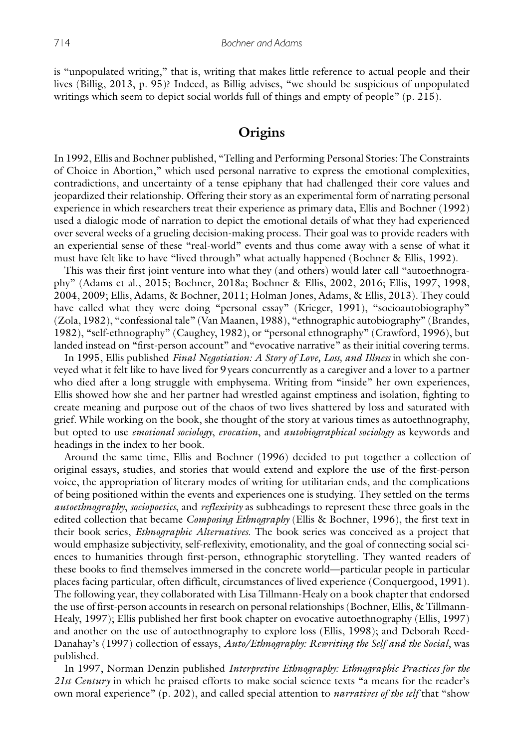is "unpopulated writing," that is, writing that makes little reference to actual people and their lives (Billig, 2013, p. 95)? Indeed, as Billig advises, "we should be suspicious of unpopulated writings which seem to depict social worlds full of things and empty of people" (p. 215).

## Origins

In 1992, Ellis and Bochner published, "Telling and Performing Personal Stories: The Constraints of Choice in Abortion," which used personal narrative to express the emotional complexities, contradictions, and uncertainty of a tense epiphany that had challenged their core values and jeopardized their relationship. Offering their story as an experimental form of narrating personal experience in which researchers treat their experience as primary data, Ellis and Bochner (1992) used a dialogic mode of narration to depict the emotional details of what they had experienced over several weeks of a grueling decision-making process. Their goal was to provide readers with an experiential sense of these "real-world" events and thus come away with a sense of what it must have felt like to have "lived through" what actually happened (Bochner & Ellis, 1992).

This was their first joint venture into what they (and others) would later call "autoethnography" (Adams et al., 2015; Bochner, 2018a; Bochner & Ellis, 2002, 2016; Ellis, 1997, 1998, 2004, 2009; Ellis, Adams, & Bochner, 2011; Holman Jones, Adams, & Ellis, 2013). They could have called what they were doing "personal essay" (Krieger, 1991), "socioautobiography" (Zola, 1982), "confessional tale" (Van Maanen, 1988), "ethnographic autobiography" (Brandes, 1982), "self-ethnography" (Caughey, 1982), or "personal ethnography" (Crawford, 1996), but landed instead on "first-person account" and "evocative narrative" as their initial covering terms.

In 1995, Ellis published *Final Negotiation: A Story of Love, Loss, and Illness* in which she conveyed what it felt like to have lived for 9 years concurrently as a caregiver and a lover to a partner who died after a long struggle with emphysema. Writing from "inside" her own experiences, Ellis showed how she and her partner had wrestled against emptiness and isolation, fighting to create meaning and purpose out of the chaos of two lives shattered by loss and saturated with grief. While working on the book, she thought of the story at various times as autoethnography, but opted to use *emotional sociology*, *evocation*, and *autobiographical sociology* as keywords and headings in the index to her book.

Around the same time, Ellis and Bochner (1996) decided to put together a collection of original essays, studies, and stories that would extend and explore the use of the first-person voice, the appropriation of literary modes of writing for utilitarian ends, and the complications of being positioned within the events and experiences one is studying. They settled on the terms *autoethnography*, *sociopoetics*, and *reflexivity* as subheadings to represent these three goals in the edited collection that became *Composing Ethnography* (Ellis & Bochner, 1996), the first text in their book series, *Ethnographic Alternatives.* The book series was conceived as a project that would emphasize subjectivity, self-reflexivity, emotionality, and the goal of connecting social sciences to humanities through first-person, ethnographic storytelling. They wanted readers of these books to find themselves immersed in the concrete world—particular people in particular places facing particular, often difficult, circumstances of lived experience (Conquergood, 1991). The following year, they collaborated with Lisa Tillmann-Healy on a book chapter that endorsed the use of first-person accounts in research on personal relationships (Bochner, Ellis, & Tillmann-Healy, 1997); Ellis published her first book chapter on evocative autoethnography (Ellis, 1997) and another on the use of autoethnography to explore loss (Ellis, 1998); and Deborah Reed-Danahay's (1997) collection of essays, *Auto/Ethnography: Rewriting the Self and the Social*, was published.

In 1997, Norman Denzin published *Interpretive Ethnography: Ethnographic Practices for the 21st Century* in which he praised efforts to make social science texts "a means for the reader's own moral experience" (p. 202), and called special attention to *narratives of the self* that "show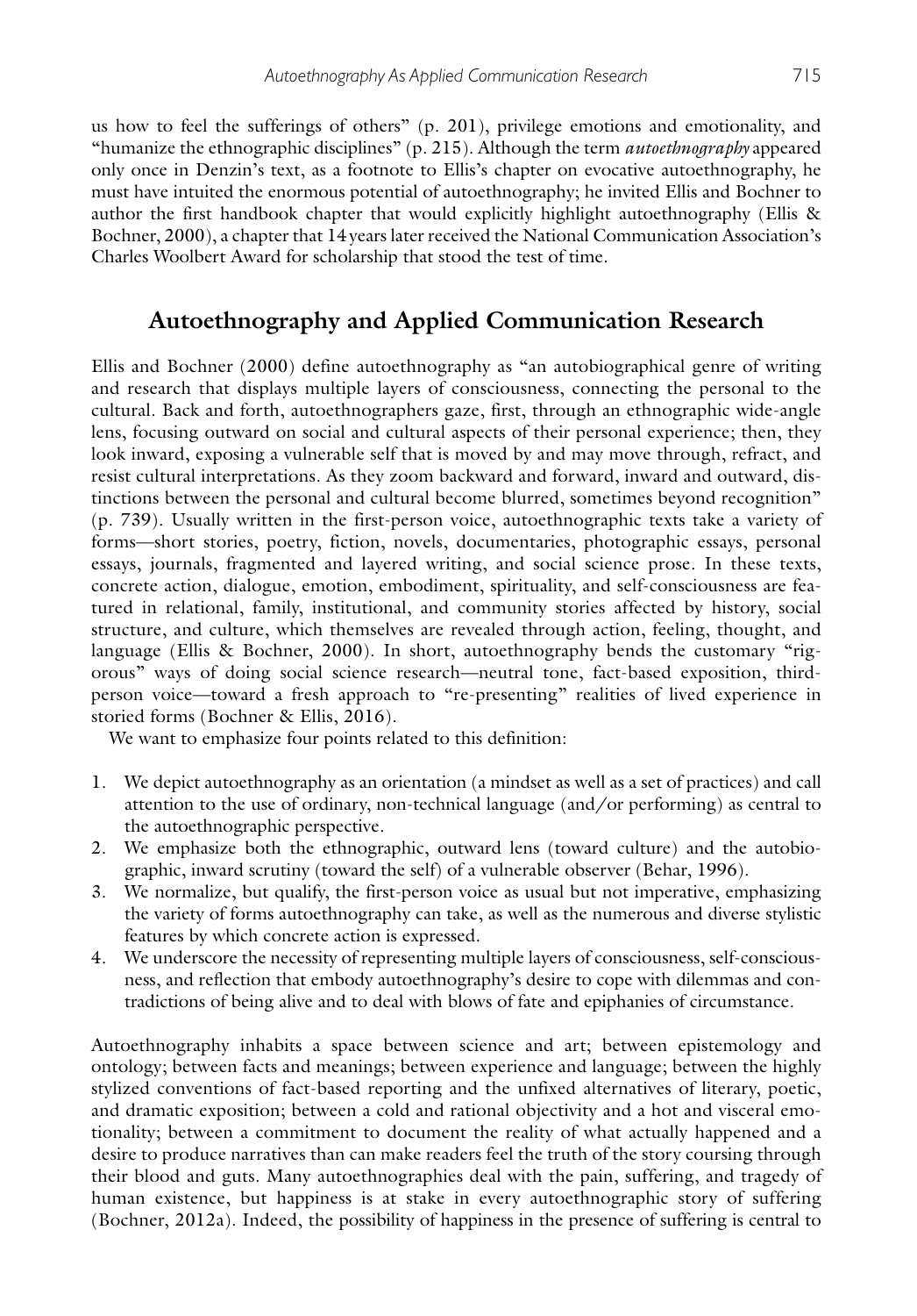us how to feel the sufferings of others" (p. 201), privilege emotions and emotionality, and "humanize the ethnographic disciplines" (p. 215). Although the term *autoethnography* appeared only once in Denzin's text, as a footnote to Ellis's chapter on evocative autoethnography, he must have intuited the enormous potential of autoethnography; he invited Ellis and Bochner to author the first handbook chapter that would explicitly highlight autoethnography (Ellis & Bochner, 2000), a chapter that 14 years later received the National Communication Association's Charles Woolbert Award for scholarship that stood the test of time.

## Autoethnography and Applied Communication Research

Ellis and Bochner (2000) define autoethnography as "an autobiographical genre of writing and research that displays multiple layers of consciousness, connecting the personal to the cultural. Back and forth, autoethnographers gaze, first, through an ethnographic wide-angle lens, focusing outward on social and cultural aspects of their personal experience; then, they look inward, exposing a vulnerable self that is moved by and may move through, refract, and resist cultural interpretations. As they zoom backward and forward, inward and outward, distinctions between the personal and cultural become blurred, sometimes beyond recognition" (p. 739). Usually written in the first-person voice, autoethnographic texts take a variety of forms—short stories, poetry, fiction, novels, documentaries, photographic essays, personal essays, journals, fragmented and layered writing, and social science prose. In these texts, concrete action, dialogue, emotion, embodiment, spirituality, and self-consciousness are featured in relational, family, institutional, and community stories affected by history, social structure, and culture, which themselves are revealed through action, feeling, thought, and language (Ellis & Bochner, 2000). In short, autoethnography bends the customary "rigorous" ways of doing social science research—neutral tone, fact-based exposition, third-person voice—toward a fresh approach to "re-presenting" realities of lived experience in storied forms (Bochner & Ellis, 2016).

We want to emphasize four points related to this definition:

1. We depict autoethnography as an orientation (a mindset as well as a set of practices) and call attention to the use of ordinary, non-technical language (and/or performing) as central to the autoethnographic perspective.
2. We emphasize both the ethnographic, outward lens (toward culture) and the autobiographic, inward scrutiny (toward the self) of a vulnerable observer (Behar, 1996).
3. We normalize, but qualify, the first-person voice as usual but not imperative, emphasizing the variety of forms autoethnography can take, as well as the numerous and diverse stylistic features by which concrete action is expressed.
4. We underscore the necessity of representing multiple layers of consciousness, self-consciousness, and reflection that embody autoethnography's desire to cope with dilemmas and contradictions of being alive and to deal with blows of fate and epiphanies of circumstance.

Autoethnography inhabits a space between science and art; between epistemology and ontology; between facts and meanings; between experience and language; between the highly stylized conventions of fact-based reporting and the unfixed alternatives of literary, poetic, and dramatic exposition; between a cold and rational objectivity and a hot and visceral emotionality; between a commitment to document the reality of what actually happened and a desire to produce narratives than can make readers feel the truth of the story coursing through their blood and guts. Many autoethnographies deal with the pain, suffering, and tragedy of human existence, but happiness is at stake in every autoethnographic story of suffering (Bochner, 2012a). Indeed, the possibility of happiness in the presence of suffering is central to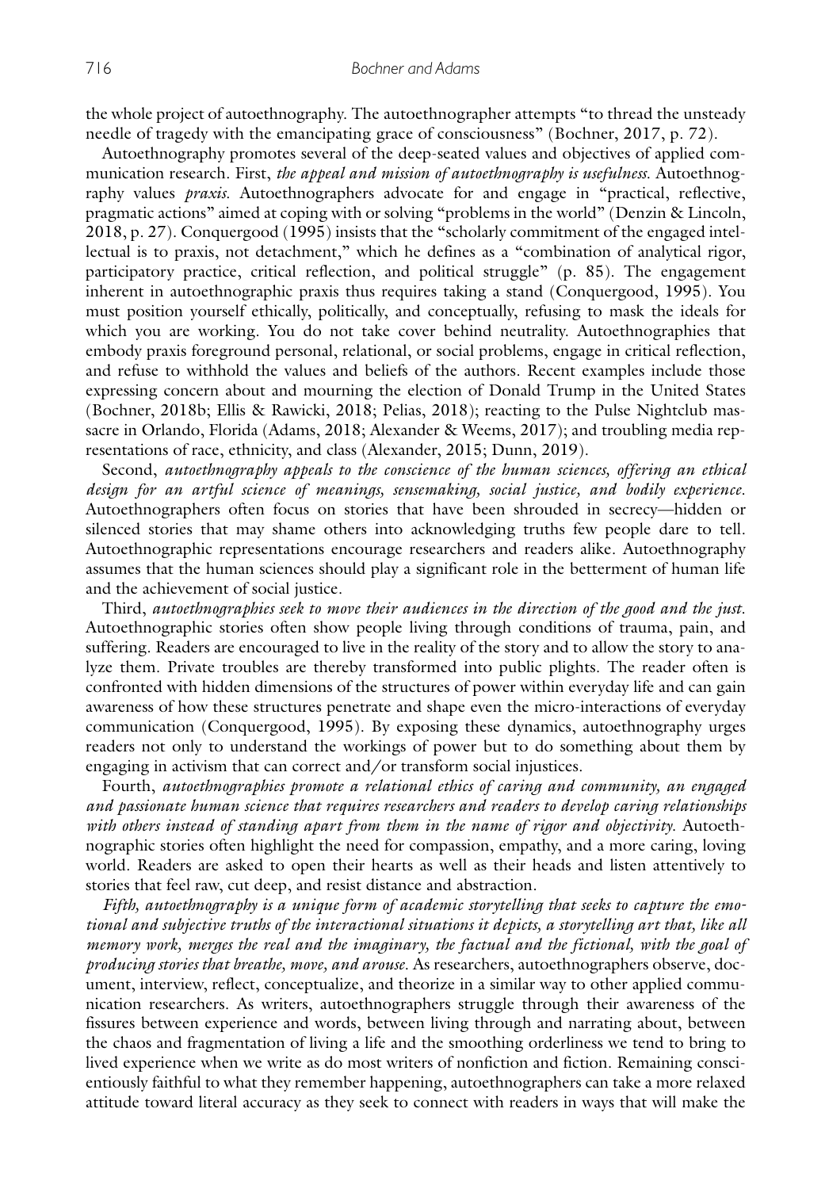the whole project of autoethnography. The autoethnographer attempts "to thread the unsteady needle of tragedy with the emancipating grace of consciousness" (Bochner, 2017, p. 72).

Autoethnography promotes several of the deep-seated values and objectives of applied communication research. First, *the appeal and mission of autoethnography is usefulness*. Autoethnography values *praxis*. Autoethnographers advocate for and engage in "practical, reflective, pragmatic actions" aimed at coping with or solving "problems in the world" (Denzin & Lincoln, 2018, p. 27). Conquergood (1995) insists that the "scholarly commitment of the engaged intellectual is to praxis, not detachment," which he defines as a "combination of analytical rigor, participatory practice, critical reflection, and political struggle" (p. 85). The engagement inherent in autoethnographic praxis thus requires taking a stand (Conquergood, 1995). You must position yourself ethically, politically, and conceptually, refusing to mask the ideals for which you are working. You do not take cover behind neutrality. Autoethnographies that embody praxis foreground personal, relational, or social problems, engage in critical reflection, and refuse to withhold the values and beliefs of the authors. Recent examples include those expressing concern about and mourning the election of Donald Trump in the United States (Bochner, 2018b; Ellis & Rawicki, 2018; Pelias, 2018); reacting to the Pulse Nightclub massacre in Orlando, Florida (Adams, 2018; Alexander & Weems, 2017); and troubling media representations of race, ethnicity, and class (Alexander, 2015; Dunn, 2019).

Second, *autoethnography appeals to the conscience of the human sciences, offering an ethical design for an artful science of meanings, sensemaking, social justice, and bodily experience*. Autoethnographers often focus on stories that have been shrouded in secrecy—hidden or silenced stories that may shame others into acknowledging truths few people dare to tell. Autoethnographic representations encourage researchers and readers alike. Autoethnography assumes that the human sciences should play a significant role in the betterment of human life and the achievement of social justice.

Third, *autoethnographies seek to move their audiences in the direction of the good and the just*. Autoethnographic stories often show people living through conditions of trauma, pain, and suffering. Readers are encouraged to live in the reality of the story and to allow the story to analyze them. Private troubles are thereby transformed into public plights. The reader often is confronted with hidden dimensions of the structures of power within everyday life and can gain awareness of how these structures penetrate and shape even the micro-interactions of everyday communication (Conquergood, 1995). By exposing these dynamics, autoethnography urges readers not only to understand the workings of power but to do something about them by engaging in activism that can correct and/or transform social injustices.

Fourth, *autoethnographies promote a relational ethics of caring and community, an engaged and passionate human science that requires researchers and readers to develop caring relationships with others instead of standing apart from them in the name of rigor and objectivity*. Autoethnographic stories often highlight the need for compassion, empathy, and a more caring, loving world. Readers are asked to open their hearts as well as their heads and listen attentively to stories that feel raw, cut deep, and resist distance and abstraction.

*Fifth, autoethnography is a unique form of academic storytelling that seeks to capture the emotional and subjective truths of the interactional situations it depicts, a storytelling art that, like all memory work, merges the real and the imaginary, the factual and the fictional, with the goal of producing stories that breathe, move, and arouse*. As researchers, autoethnographers observe, document, interview, reflect, conceptualize, and theorize in a similar way to other applied communication researchers. As writers, autoethnographers struggle through their awareness of the fissures between experience and words, between living through and narrating about, between the chaos and fragmentation of living a life and the smoothing orderliness we tend to bring to lived experience when we write as do most writers of nonfiction and fiction. Remaining conscientiously faithful to what they remember happening, autoethnographers can take a more relaxed attitude toward literal accuracy as they seek to connect with readers in ways that will make the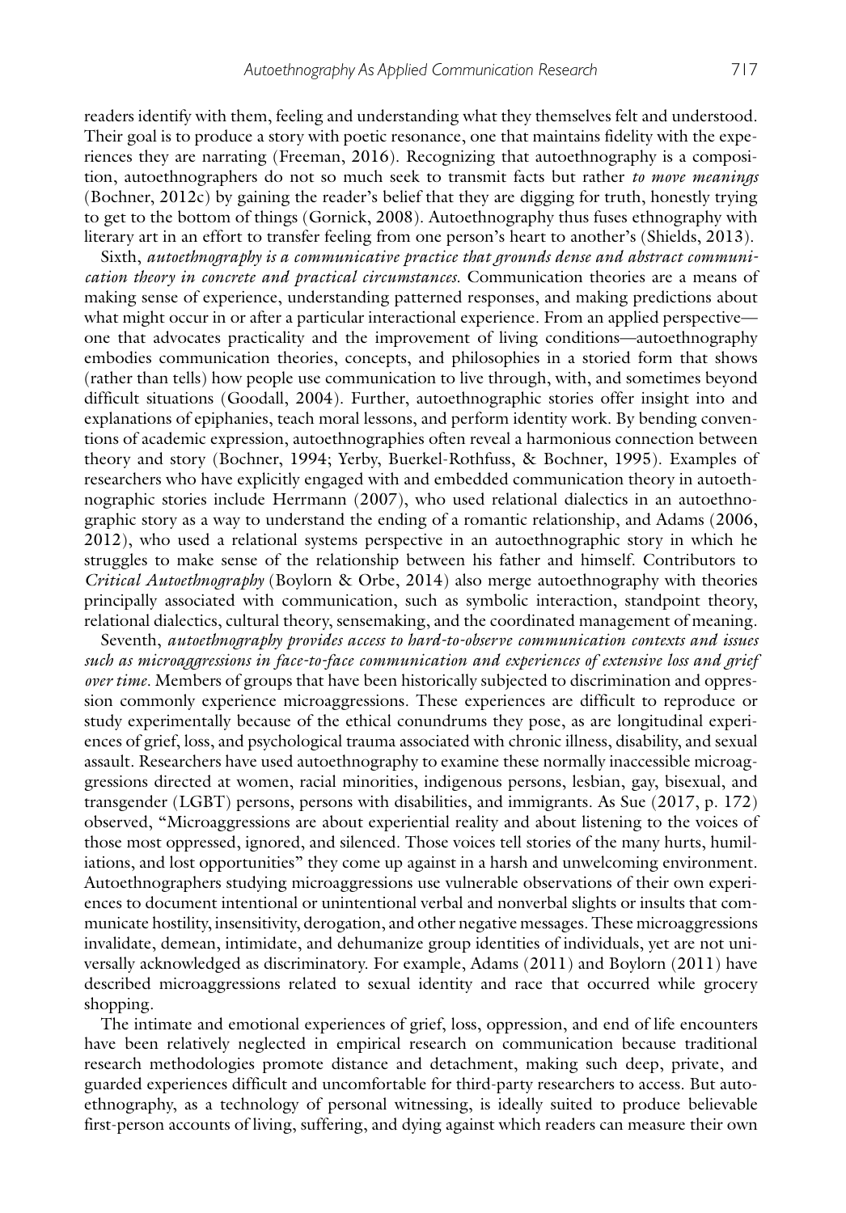readers identify with them, feeling and understanding what they themselves felt and understood. Their goal is to produce a story with poetic resonance, one that maintains fidelity with the experiences they are narrating (Freeman, 2016). Recognizing that autoethnography is a composition, autoethnographers do not so much seek to transmit facts but rather *to move meanings* (Bochner, 2012c) by gaining the reader's belief that they are digging for truth, honestly trying to get to the bottom of things (Gornick, 2008). Autoethnography thus fuses ethnography with literary art in an effort to transfer feeling from one person's heart to another's (Shields, 2013).

Sixth, *autoethnography is a communicative practice that grounds dense and abstract communication theory in concrete and practical circumstances*. Communication theories are a means of making sense of experience, understanding patterned responses, and making predictions about what might occur in or after a particular interactional experience. From an applied perspective—one that advocates practicality and the improvement of living conditions—autoethnography embodies communication theories, concepts, and philosophies in a storied form that shows (rather than tells) how people use communication to live through, with, and sometimes beyond difficult situations (Goodall, 2004). Further, autoethnographic stories offer insight into and explanations of epiphanies, teach moral lessons, and perform identity work. By bending conventions of academic expression, autoethnographies often reveal a harmonious connection between theory and story (Bochner, 1994; Yerby, Buerkel-Rothfuss, & Bochner, 1995). Examples of researchers who have explicitly engaged with and embedded communication theory in autoethnographic stories include Herrmann (2007), who used relational dialectics in an autoethnographic story as a way to understand the ending of a romantic relationship, and Adams (2006, 2012), who used a relational systems perspective in an autoethnographic story in which he struggles to make sense of the relationship between his father and himself. Contributors to *Critical Autoethnography* (Boylorn & Orbe, 2014) also merge autoethnography with theories principally associated with communication, such as symbolic interaction, standpoint theory, relational dialectics, cultural theory, sensemaking, and the coordinated management of meaning.

Seventh, *autoethnography provides access to hard-to-observe communication contexts and issues such as microaggressions in face-to-face communication and experiences of extensive loss and grief over time*. Members of groups that have been historically subjected to discrimination and oppression commonly experience microaggressions. These experiences are difficult to reproduce or study experimentally because of the ethical conundrums they pose, as are longitudinal experiences of grief, loss, and psychological trauma associated with chronic illness, disability, and sexual assault. Researchers have used autoethnography to examine these normally inaccessible microaggressions directed at women, racial minorities, indigenous persons, lesbian, gay, bisexual, and transgender (LGBT) persons, persons with disabilities, and immigrants. As Sue (2017, p. 172) observed, "Microaggressions are about experiential reality and about listening to the voices of those most oppressed, ignored, and silenced. Those voices tell stories of the many hurts, humiliations, and lost opportunities" they come up against in a harsh and unwelcoming environment. Autoethnographers studying microaggressions use vulnerable observations of their own experiences to document intentional or unintentional verbal and nonverbal slights or insults that communicate hostility, insensitivity, derogation, and other negative messages. These microaggressions invalidate, demean, intimidate, and dehumanize group identities of individuals, yet are not universally acknowledged as discriminatory. For example, Adams (2011) and Boylorn (2011) have described microaggressions related to sexual identity and race that occurred while grocery shopping.

The intimate and emotional experiences of grief, loss, oppression, and end of life encounters have been relatively neglected in empirical research on communication because traditional research methodologies promote distance and detachment, making such deep, private, and guarded experiences difficult and uncomfortable for third-party researchers to access. But autoethnography, as a technology of personal witnessing, is ideally suited to produce believable first-person accounts of living, suffering, and dying against which readers can measure their own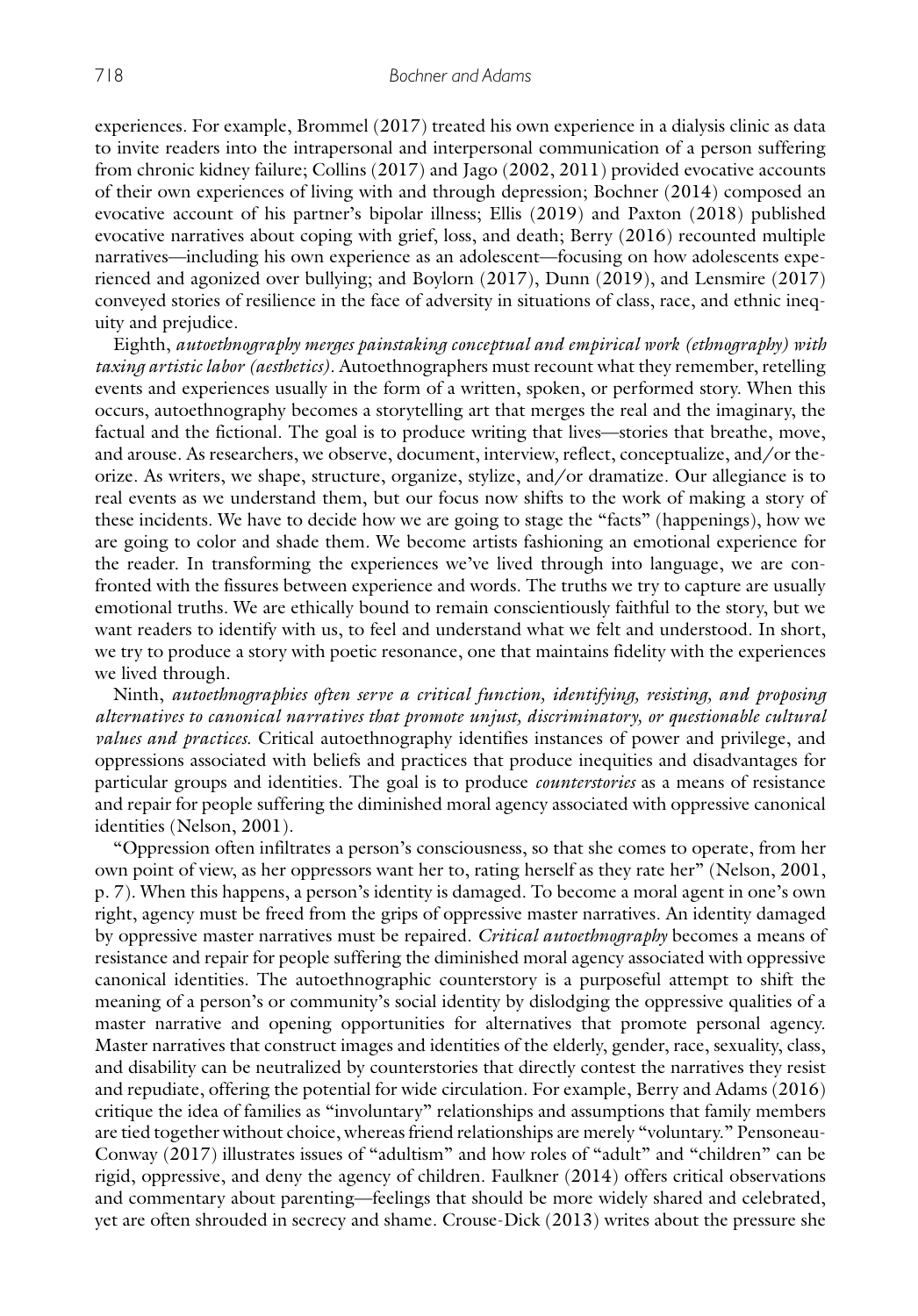experiences. For example, Brommel (2017) treated his own experience in a dialysis clinic as data to invite readers into the intrapersonal and interpersonal communication of a person suffering from chronic kidney failure; Collins (2017) and Jago (2002, 2011) provided evocative accounts of their own experiences of living with and through depression; Bochner (2014) composed an evocative account of his partner's bipolar illness; Ellis (2019) and Paxton (2018) published evocative narratives about coping with grief, loss, and death; Berry (2016) recounted multiple narratives—including his own experience as an adolescent—focusing on how adolescents experienced and agonized over bullying; and Boylorn (2017), Dunn (2019), and Lensmire (2017) conveyed stories of resilience in the face of adversity in situations of class, race, and ethnic inequity and prejudice.

Eighth, *autoethnography merges painstaking conceptual and empirical work (ethnography) with taxing artistic labor (aesthetics)*. Autoethnographers must recount what they remember, retelling events and experiences usually in the form of a written, spoken, or performed story. When this occurs, autoethnography becomes a storytelling art that merges the real and the imaginary, the factual and the fictional. The goal is to produce writing that lives—stories that breathe, move, and arouse. As researchers, we observe, document, interview, reflect, conceptualize, and/or theorize. As writers, we shape, structure, organize, stylize, and/or dramatize. Our allegiance is to real events as we understand them, but our focus now shifts to the work of making a story of these incidents. We have to decide how we are going to stage the "facts" (happenings), how we are going to color and shade them. We become artists fashioning an emotional experience for the reader. In transforming the experiences we've lived through into language, we are confronted with the fissures between experience and words. The truths we try to capture are usually emotional truths. We are ethically bound to remain conscientiously faithful to the story, but we want readers to identify with us, to feel and understand what we felt and understood. In short, we try to produce a story with poetic resonance, one that maintains fidelity with the experiences we lived through.

Ninth, *autoethnographies often serve a critical function, identifying, resisting, and proposing alternatives to canonical narratives that promote unjust, discriminatory, or questionable cultural values and practices.* Critical autoethnography identifies instances of power and privilege, and oppressions associated with beliefs and practices that produce inequities and disadvantages for particular groups and identities. The goal is to produce *counterstories* as a means of resistance and repair for people suffering the diminished moral agency associated with oppressive canonical identities (Nelson, 2001).

"Oppression often infiltrates a person's consciousness, so that she comes to operate, from her own point of view, as her oppressors want her to, rating herself as they rate her" (Nelson, 2001, p. 7). When this happens, a person's identity is damaged. To become a moral agent in one's own right, agency must be freed from the grips of oppressive master narratives. An identity damaged by oppressive master narratives must be repaired. *Critical autoethnography* becomes a means of resistance and repair for people suffering the diminished moral agency associated with oppressive canonical identities. The autoethnographic counterstory is a purposeful attempt to shift the meaning of a person's or community's social identity by dislodging the oppressive qualities of a master narrative and opening opportunities for alternatives that promote personal agency. Master narratives that construct images and identities of the elderly, gender, race, sexuality, class, and disability can be neutralized by counterstories that directly contest the narratives they resist and repudiate, offering the potential for wide circulation. For example, Berry and Adams (2016) critique the idea of families as "involuntary" relationships and assumptions that family members are tied together without choice, whereas friend relationships are merely "voluntary." Pensoneau-Conway (2017) illustrates issues of "adultism" and how roles of "adult" and "children" can be rigid, oppressive, and deny the agency of children. Faulkner (2014) offers critical observations and commentary about parenting—feelings that should be more widely shared and celebrated, yet are often shrouded in secrecy and shame. Crouse-Dick (2013) writes about the pressure she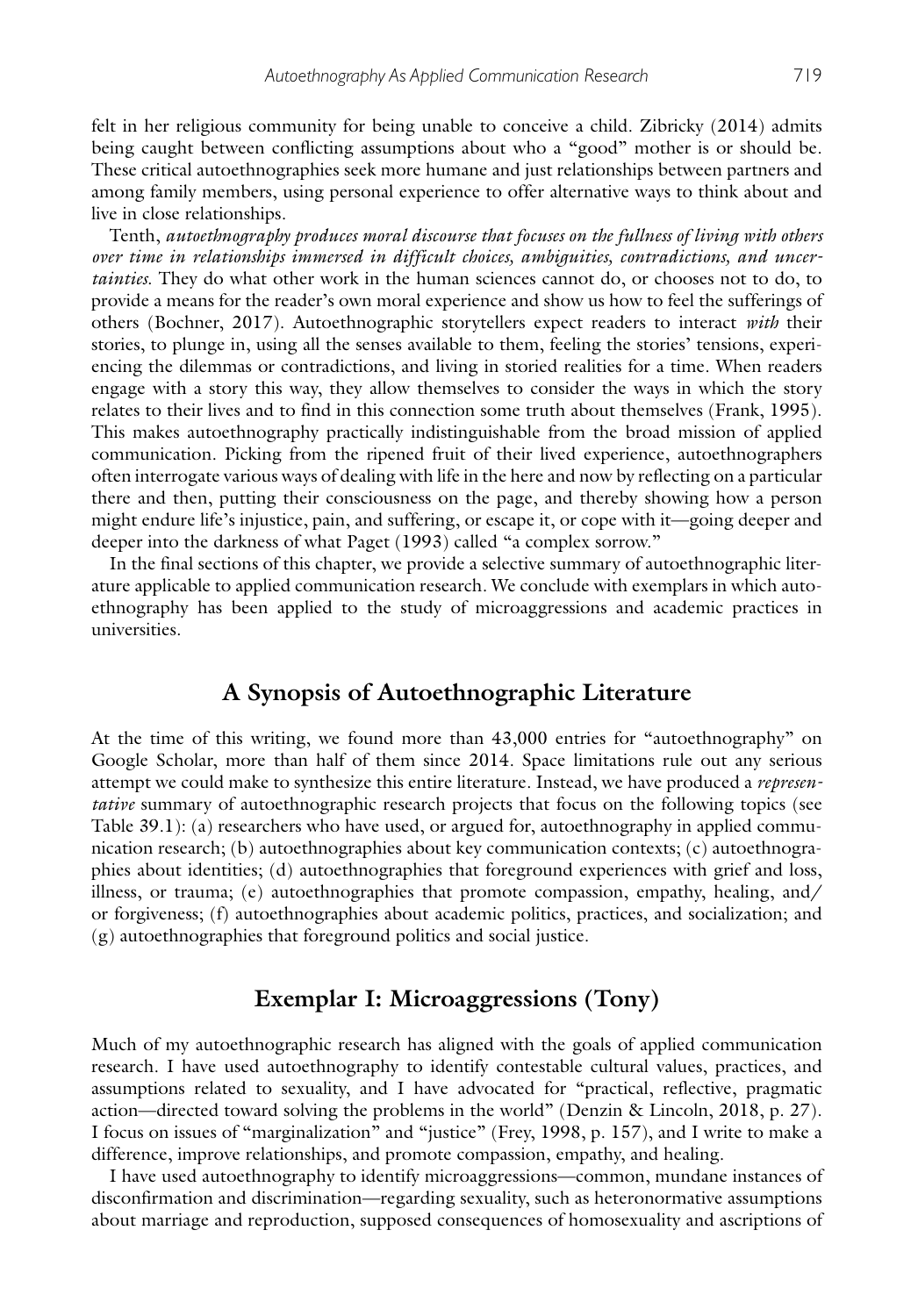felt in her religious community for being unable to conceive a child. Zibricky (2014) admits being caught between conflicting assumptions about who a "good" mother is or should be. These critical autoethnographies seek more humane and just relationships between partners and among family members, using personal experience to offer alternative ways to think about and live in close relationships.

Tenth, *autoethnography produces moral discourse that focuses on the fullness of living with others over time in relationships immersed in difficult choices, ambiguities, contradictions, and uncertainties.* They do what other work in the human sciences cannot do, or chooses not to do, to provide a means for the reader's own moral experience and show us how to feel the sufferings of others (Bochner, 2017). Autoethnographic storytellers expect readers to interact *with* their stories, to plunge in, using all the senses available to them, feeling the stories' tensions, experiencing the dilemmas or contradictions, and living in storied realities for a time. When readers engage with a story this way, they allow themselves to consider the ways in which the story relates to their lives and to find in this connection some truth about themselves (Frank, 1995). This makes autoethnography practically indistinguishable from the broad mission of applied communication. Picking from the ripened fruit of their lived experience, autoethnographers often interrogate various ways of dealing with life in the here and now by reflecting on a particular there and then, putting their consciousness on the page, and thereby showing how a person might endure life's injustice, pain, and suffering, or escape it, or cope with it—going deeper and deeper into the darkness of what Paget (1993) called "a complex sorrow."

In the final sections of this chapter, we provide a selective summary of autoethnographic literature applicable to applied communication research. We conclude with exemplars in which autoethnography has been applied to the study of microaggressions and academic practices in universities.

## A Synopsis of Autoethnographic Literature

At the time of this writing, we found more than 43,000 entries for "autoethnography" on Google Scholar, more than half of them since 2014. Space limitations rule out any serious attempt we could make to synthesize this entire literature. Instead, we have produced a *representative* summary of autoethnographic research projects that focus on the following topics (see Table 39.1): (a) researchers who have used, or argued for, autoethnography in applied communication research; (b) autoethnographies about key communication contexts; (c) autoethnographies about identities; (d) autoethnographies that foreground experiences with grief and loss, illness, or trauma; (e) autoethnographies that promote compassion, empathy, healing, and/or forgiveness; (f) autoethnographies about academic politics, practices, and socialization; and (g) autoethnographies that foreground politics and social justice.

## Exemplar I: Microaggressions (Tony)

Much of my autoethnographic research has aligned with the goals of applied communication research. I have used autoethnography to identify contestable cultural values, practices, and assumptions related to sexuality, and I have advocated for "practical, reflective, pragmatic action—directed toward solving the problems in the world" (Denzin & Lincoln, 2018, p. 27). I focus on issues of "marginalization" and "justice" (Frey, 1998, p. 157), and I write to make a difference, improve relationships, and promote compassion, empathy, and healing.

I have used autoethnography to identify microaggressions—common, mundane instances of disconfirmation and discrimination—regarding sexuality, such as heteronormative assumptions about marriage and reproduction, supposed consequences of homosexuality and ascriptions of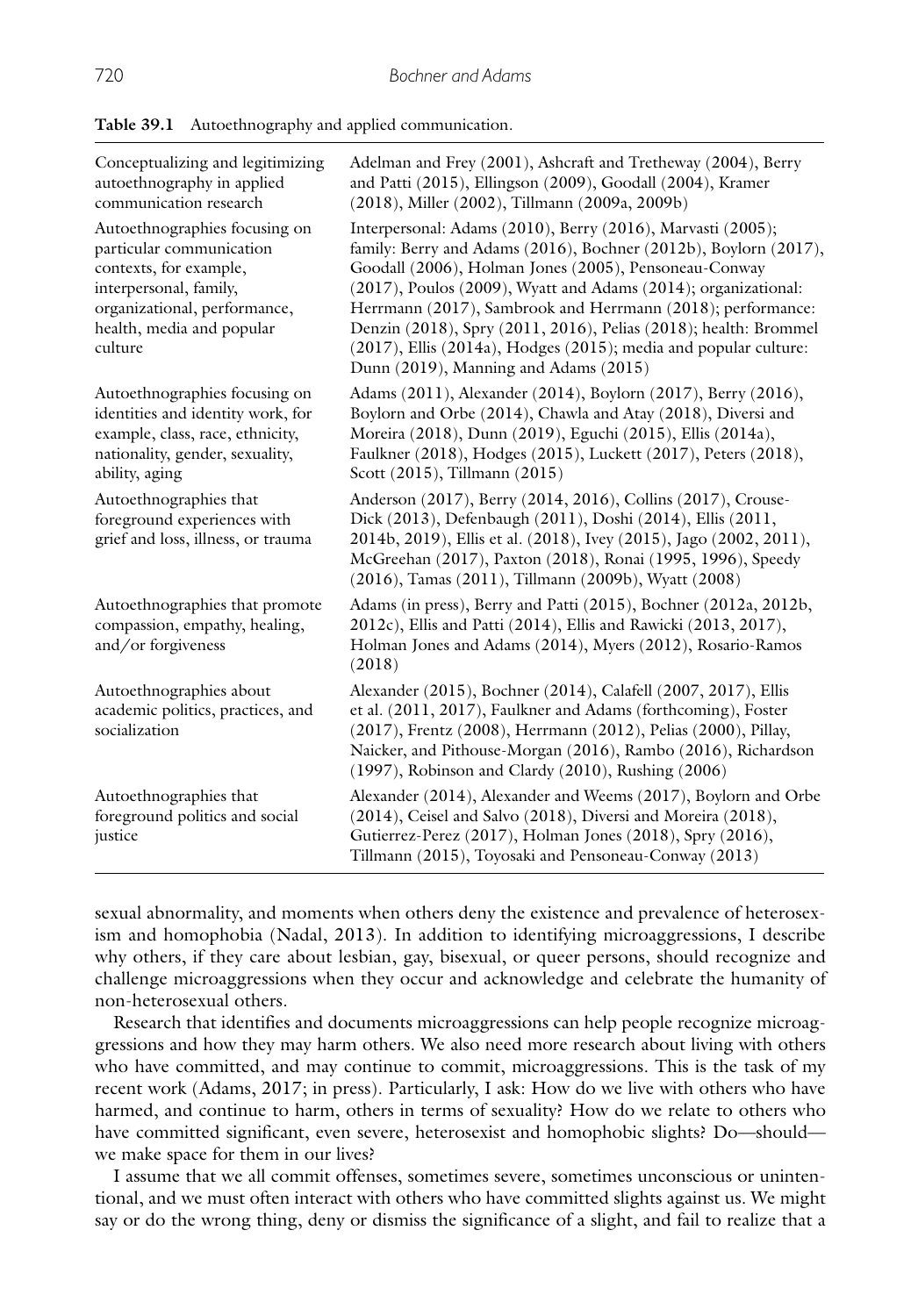**Table 39.1** Autoethnography and applied communication.

| | |
|---|---|
| Conceptualizing and legitimizing autoethnography in applied communication research | Adelman and Frey (2001), Ashcraft and Tretheway (2004), Berry and Patti (2015), Ellingson (2009), Goodall (2004), Kramer (2018), Miller (2002), Tillmann (2009a, 2009b) |
| Autoethnographies focusing on particular communication contexts, for example, interpersonal, family, organizational, performance, health, media and popular culture | Interpersonal: Adams (2010), Berry (2016), Marvasti (2005); family: Berry and Adams (2016), Bochner (2012b), Boylorn (2017), Goodall (2006), Holman Jones (2005), Pensoneau-Conway (2017), Poulos (2009), Wyatt and Adams (2014); organizational: Herrmann (2017), Sambrook and Herrmann (2018); performance: Denzin (2018), Spry (2011, 2016), Pelias (2018); health: Brommel (2017), Ellis (2014a), Hodges (2015); media and popular culture: Dunn (2019), Manning and Adams (2015) |
| Autoethnographies focusing on identities and identity work, for example, class, race, ethnicity, nationality, gender, sexuality, ability, aging | Adams (2011), Alexander (2014), Boylorn (2017), Berry (2016), Boylorn and Orbe (2014), Chawla and Atay (2018), Diversi and Moreira (2018), Dunn (2019), Eguchi (2015), Ellis (2014a), Faulkner (2018), Hodges (2015), Luckett (2017), Peters (2018), Scott (2015), Tillmann (2015) |
| Autoethnographies that foreground experiences with grief and loss, illness, or trauma | Anderson (2017), Berry (2014, 2016), Collins (2017), Crouse-Dick (2013), Defenbaugh (2011), Doshi (2014), Ellis (2011, 2014b, 2019), Ellis et al. (2018), Ivey (2015), Jago (2002, 2011), McGreehan (2017), Paxton (2018), Ronai (1995, 1996), Speedy (2016), Tamas (2011), Tillmann (2009b), Wyatt (2008) |
| Autoethnographies that promote compassion, empathy, healing, and/or forgiveness | Adams (in press), Berry and Patti (2015), Bochner (2012a, 2012b, 2012c), Ellis and Patti (2014), Ellis and Rawicki (2013, 2017), Holman Jones and Adams (2014), Myers (2012), Rosario-Ramos (2018) |
| Autoethnographies about academic politics, practices, and socialization | Alexander (2015), Bochner (2014), Calafell (2007, 2017), Ellis et al. (2011, 2017), Faulkner and Adams (forthcoming), Foster (2017), Frentz (2008), Herrmann (2012), Pelias (2000), Pillay, Naicker, and Pithouse-Morgan (2016), Rambo (2016), Richardson (1997), Robinson and Clardy (2010), Rushing (2006) |
| Autoethnographies that foreground politics and social justice | Alexander (2014), Alexander and Weems (2017), Boylorn and Orbe (2014), Ceisel and Salvo (2018), Diversi and Moreira (2018), Gutierrez-Perez (2017), Holman Jones (2018), Spry (2016), Tillmann (2015), Toyosaki and Pensoneau-Conway (2013) |

sexual abnormality, and moments when others deny the existence and prevalence of heterosexism and homophobia (Nadal, 2013). In addition to identifying microaggressions, I describe why others, if they care about lesbian, gay, bisexual, or queer persons, should recognize and challenge microaggressions when they occur and acknowledge and celebrate the humanity of non-heterosexual others.

Research that identifies and documents microaggressions can help people recognize microaggressions and how they may harm others. We also need more research about living with others who have committed, and may continue to commit, microaggressions. This is the task of my recent work (Adams, 2017; in press). Particularly, I ask: How do we live with others who have harmed, and continue to harm, others in terms of sexuality? How do we relate to others who have committed significant, even severe, heterosexist and homophobic slights? Do—should—we make space for them in our lives?

I assume that we all commit offenses, sometimes severe, sometimes unconscious or unintentional, and we must often interact with others who have committed slights against us. We might say or do the wrong thing, deny or dismiss the significance of a slight, and fail to realize that a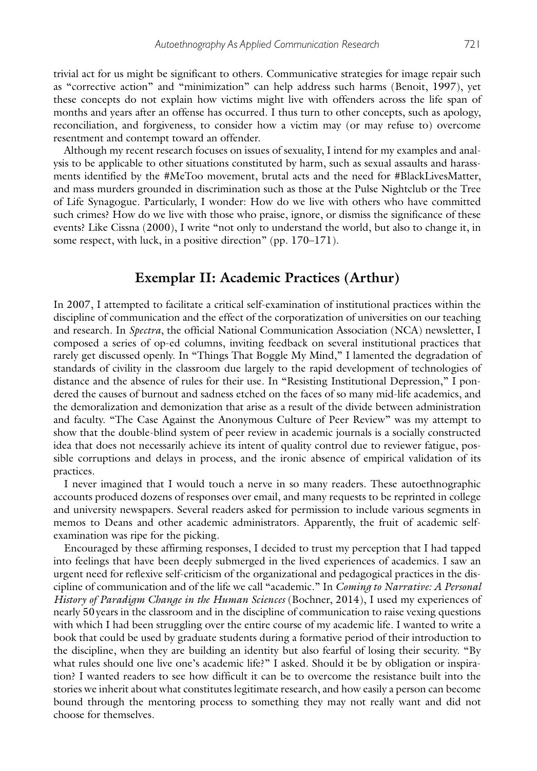trivial act for us might be significant to others. Communicative strategies for image repair such as "corrective action" and "minimization" can help address such harms (Benoit, 1997), yet these concepts do not explain how victims might live with offenders across the life span of months and years after an offense has occurred. I thus turn to other concepts, such as apology, reconciliation, and forgiveness, to consider how a victim may (or may refuse to) overcome resentment and contempt toward an offender.

Although my recent research focuses on issues of sexuality, I intend for my examples and analysis to be applicable to other situations constituted by harm, such as sexual assaults and harassments identified by the #MeToo movement, brutal acts and the need for #BlackLivesMatter, and mass murders grounded in discrimination such as those at the Pulse Nightclub or the Tree of Life Synagogue. Particularly, I wonder: How do we live with others who have committed such crimes? How do we live with those who praise, ignore, or dismiss the significance of these events? Like Cissna (2000), I write "not only to understand the world, but also to change it, in some respect, with luck, in a positive direction" (pp. 170–171).

## Exemplar II: Academic Practices (Arthur)

In 2007, I attempted to facilitate a critical self-examination of institutional practices within the discipline of communication and the effect of the corporatization of universities on our teaching and research. In *Spectra*, the official National Communication Association (NCA) newsletter, I composed a series of op-ed columns, inviting feedback on several institutional practices that rarely get discussed openly. In "Things That Boggle My Mind," I lamented the degradation of standards of civility in the classroom due largely to the rapid development of technologies of distance and the absence of rules for their use. In "Resisting Institutional Depression," I pondered the causes of burnout and sadness etched on the faces of so many mid-life academics, and the demoralization and demonization that arise as a result of the divide between administration and faculty. "The Case Against the Anonymous Culture of Peer Review" was my attempt to show that the double-blind system of peer review in academic journals is a socially constructed idea that does not necessarily achieve its intent of quality control due to reviewer fatigue, possible corruptions and delays in process, and the ironic absence of empirical validation of its practices.

I never imagined that I would touch a nerve in so many readers. These autoethnographic accounts produced dozens of responses over email, and many requests to be reprinted in college and university newspapers. Several readers asked for permission to include various segments in memos to Deans and other academic administrators. Apparently, the fruit of academic self-examination was ripe for the picking.

Encouraged by these affirming responses, I decided to trust my perception that I had tapped into feelings that have been deeply submerged in the lived experiences of academics. I saw an urgent need for reflexive self-criticism of the organizational and pedagogical practices in the discipline of communication and of the life we call "academic." In *Coming to Narrative: A Personal History of Paradigm Change in the Human Sciences* (Bochner, 2014), I used my experiences of nearly 50 years in the classroom and in the discipline of communication to raise vexing questions with which I had been struggling over the entire course of my academic life. I wanted to write a book that could be used by graduate students during a formative period of their introduction to the discipline, when they are building an identity but also fearful of losing their security. "By what rules should one live one's academic life?" I asked. Should it be by obligation or inspiration? I wanted readers to see how difficult it can be to overcome the resistance built into the stories we inherit about what constitutes legitimate research, and how easily a person can become bound through the mentoring process to something they may not really want and did not choose for themselves.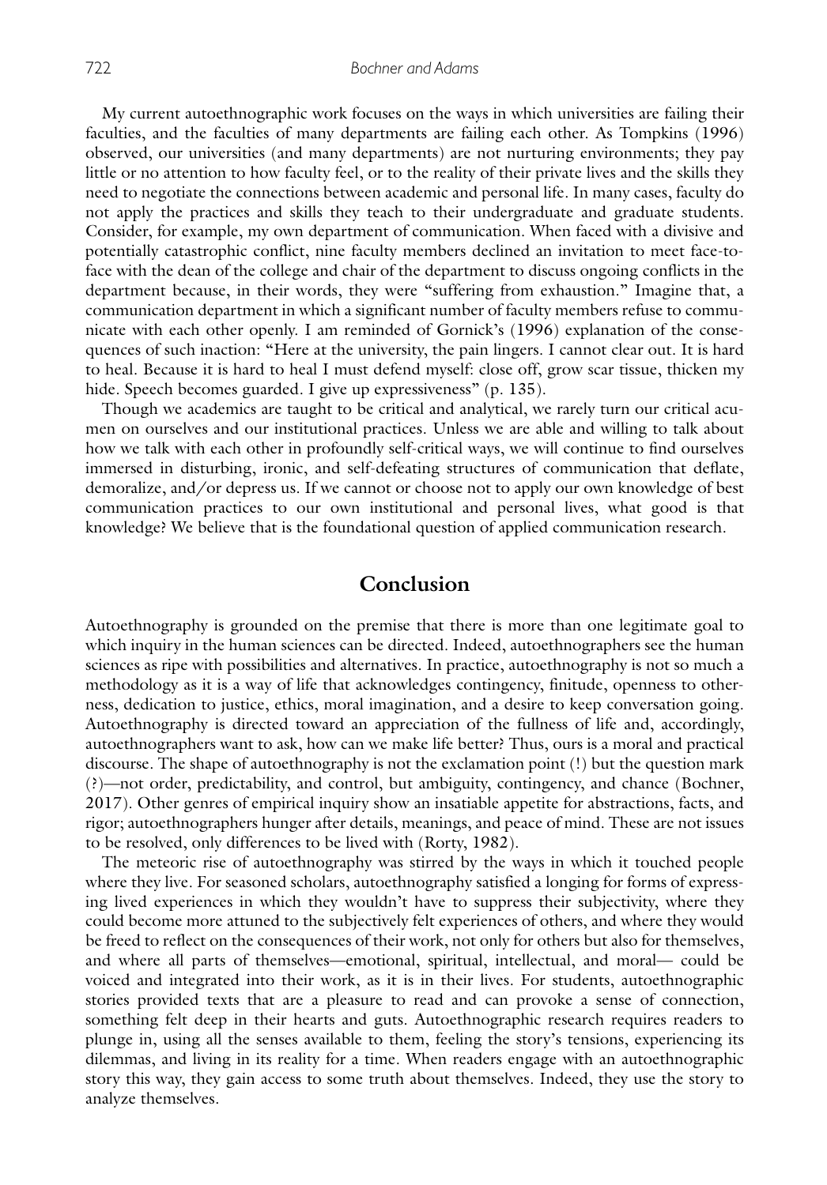My current autoethnographic work focuses on the ways in which universities are failing their faculties, and the faculties of many departments are failing each other. As Tompkins (1996) observed, our universities (and many departments) are not nurturing environments; they pay little or no attention to how faculty feel, or to the reality of their private lives and the skills they need to negotiate the connections between academic and personal life. In many cases, faculty do not apply the practices and skills they teach to their undergraduate and graduate students. Consider, for example, my own department of communication. When faced with a divisive and potentially catastrophic conflict, nine faculty members declined an invitation to meet face-to-face with the dean of the college and chair of the department to discuss ongoing conflicts in the department because, in their words, they were "suffering from exhaustion." Imagine that, a communication department in which a significant number of faculty members refuse to communicate with each other openly. I am reminded of Gornick's (1996) explanation of the consequences of such inaction: "Here at the university, the pain lingers. I cannot clear out. It is hard to heal. Because it is hard to heal I must defend myself: close off, grow scar tissue, thicken my hide. Speech becomes guarded. I give up expressiveness" (p. 135).

Though we academics are taught to be critical and analytical, we rarely turn our critical acumen on ourselves and our institutional practices. Unless we are able and willing to talk about how we talk with each other in profoundly self-critical ways, we will continue to find ourselves immersed in disturbing, ironic, and self-defeating structures of communication that deflate, demoralize, and/or depress us. If we cannot or choose not to apply our own knowledge of best communication practices to our own institutional and personal lives, what good is that knowledge? We believe that is the foundational question of applied communication research.

## Conclusion

Autoethnography is grounded on the premise that there is more than one legitimate goal to which inquiry in the human sciences can be directed. Indeed, autoethnographers see the human sciences as ripe with possibilities and alternatives. In practice, autoethnography is not so much a methodology as it is a way of life that acknowledges contingency, finitude, openness to otherness, dedication to justice, ethics, moral imagination, and a desire to keep conversation going. Autoethnography is directed toward an appreciation of the fullness of life and, accordingly, autoethnographers want to ask, how can we make life better? Thus, ours is a moral and practical discourse. The shape of autoethnography is not the exclamation point (!) but the question mark (?)—not order, predictability, and control, but ambiguity, contingency, and chance (Bochner, 2017). Other genres of empirical inquiry show an insatiable appetite for abstractions, facts, and rigor; autoethnographers hunger after details, meanings, and peace of mind. These are not issues to be resolved, only differences to be lived with (Rorty, 1982).

The meteoric rise of autoethnography was stirred by the ways in which it touched people where they live. For seasoned scholars, autoethnography satisfied a longing for forms of expressing lived experiences in which they wouldn't have to suppress their subjectivity, where they could become more attuned to the subjectively felt experiences of others, and where they would be freed to reflect on the consequences of their work, not only for others but also for themselves, and where all parts of themselves—emotional, spiritual, intellectual, and moral— could be voiced and integrated into their work, as it is in their lives. For students, autoethnographic stories provided texts that are a pleasure to read and can provoke a sense of connection, something felt deep in their hearts and guts. Autoethnographic research requires readers to plunge in, using all the senses available to them, feeling the story's tensions, experiencing its dilemmas, and living in its reality for a time. When readers engage with an autoethnographic story this way, they gain access to some truth about themselves. Indeed, they use the story to analyze themselves.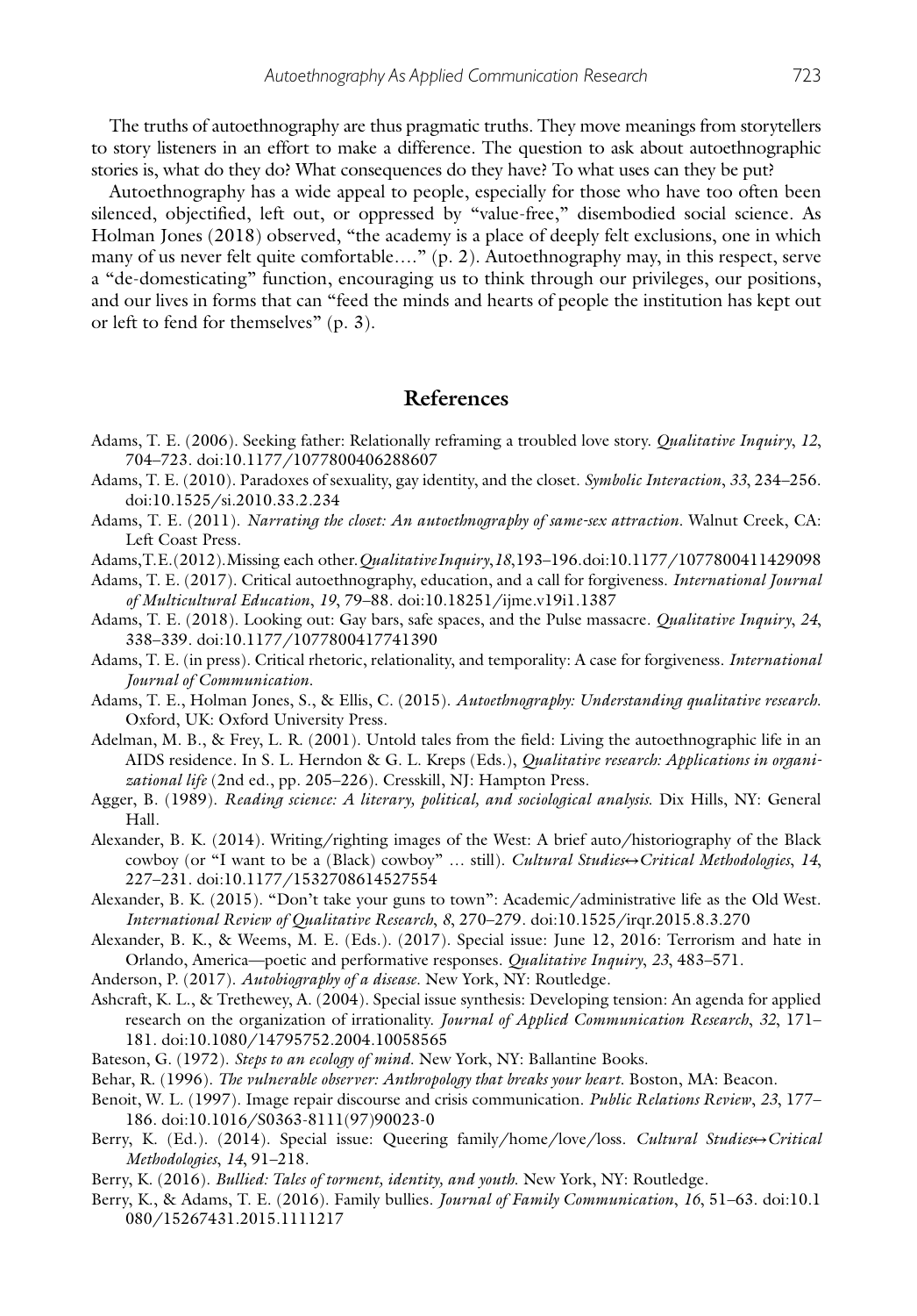The truths of autoethnography are thus pragmatic truths. They move meanings from storytellers to story listeners in an effort to make a difference. The question to ask about autoethnographic stories is, what do they do? What consequences do they have? To what uses can they be put?

Autoethnography has a wide appeal to people, especially for those who have too often been silenced, objectified, left out, or oppressed by "value-free," disembodied social science. As Holman Jones (2018) observed, "the academy is a place of deeply felt exclusions, one in which many of us never felt quite comfortable…." (p. 2). Autoethnography may, in this respect, serve a "de-domesticating" function, encouraging us to think through our privileges, our positions, and our lives in forms that can "feed the minds and hearts of people the institution has kept out or left to fend for themselves" (p. 3).

## References

Adams, T. E. (2006). Seeking father: Relationally reframing a troubled love story. *Qualitative Inquiry*, *12*, 704–723. doi:10.1177/1077800406288607

Adams, T. E. (2010). Paradoxes of sexuality, gay identity, and the closet. *Symbolic Interaction*, *33*, 234–256. doi:10.1525/si.2010.33.2.234

Adams, T. E. (2011). *Narrating the closet: An autoethnography of same-sex attraction*. Walnut Creek, CA: Left Coast Press.

Adams, T. E. (2012). Missing each other. *Qualitative Inquiry*, *18*, 193–196. doi:10.1177/1077800411429098

Adams, T. E. (2017). Critical autoethnography, education, and a call for forgiveness. *International Journal of Multicultural Education*, *19*, 79–88. doi:10.18251/ijme.v19i1.1387

Adams, T. E. (2018). Looking out: Gay bars, safe spaces, and the Pulse massacre. *Qualitative Inquiry*, *24*, 338–339. doi:10.1177/1077800417741390

Adams, T. E. (in press). Critical rhetoric, relationality, and temporality: A case for forgiveness. *International Journal of Communication*.

Adams, T. E., Holman Jones, S., & Ellis, C. (2015). *Autoethnography: Understanding qualitative research*. Oxford, UK: Oxford University Press.

Adelman, M. B., & Frey, L. R. (2001). Untold tales from the field: Living the autoethnographic life in an AIDS residence. In S. L. Herndon & G. L. Kreps (Eds.), *Qualitative research: Applications in organizational life* (2nd ed., pp. 205–226). Cresskill, NJ: Hampton Press.

Agger, B. (1989). *Reading science: A literary, political, and sociological analysis*. Dix Hills, NY: General Hall.

Alexander, B. K. (2014). Writing/righting images of the West: A brief auto/historiography of the Black cowboy (or "I want to be a (Black) cowboy" … still). *Cultural Studies↔Critical Methodologies*, *14*, 227–231. doi:10.1177/1532708614527554

Alexander, B. K. (2015). "Don't take your guns to town": Academic/administrative life as the Old West. *International Review of Qualitative Research*, *8*, 270–279. doi:10.1525/irqr.2015.8.3.270

Alexander, B. K., & Weems, M. E. (Eds.). (2017). Special issue: June 12, 2016: Terrorism and hate in Orlando, America—poetic and performative responses. *Qualitative Inquiry*, *23*, 483–571.

Anderson, P. (2017). *Autobiography of a disease*. New York, NY: Routledge.

Ashcraft, K. L., & Trethewey, A. (2004). Special issue synthesis: Developing tension: An agenda for applied research on the organization of irrationality. *Journal of Applied Communication Research*, *32*, 171–181. doi:10.1080/14795752.2004.10058565

Bateson, G. (1972). *Steps to an ecology of mind*. New York, NY: Ballantine Books.

Behar, R. (1996). *The vulnerable observer: Anthropology that breaks your heart*. Boston, MA: Beacon.

Benoit, W. L. (1997). Image repair discourse and crisis communication. *Public Relations Review*, *23*, 177–186. doi:10.1016/S0363-8111(97)90023-0

Berry, K. (Ed.). (2014). Special issue: Queering family/home/love/loss. *Cultural Studies↔Critical Methodologies*, *14*, 91–218.

Berry, K. (2016). *Bullied: Tales of torment, identity, and youth*. New York, NY: Routledge.

Berry, K., & Adams, T. E. (2016). Family bullies. *Journal of Family Communication*, *16*, 51–63. doi:10.1080/15267431.2015.1111217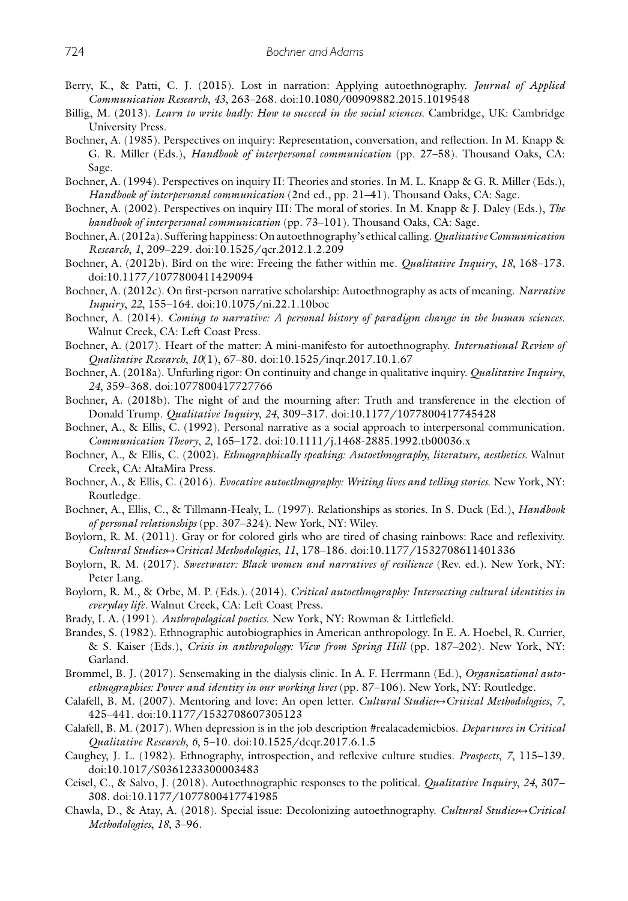Berry, K., & Patti, C. J. (2015). Lost in narration: Applying autoethnography. *Journal of Applied Communication Research*, *43*, 263–268. doi:10.1080/00909882.2015.1019548

Billig, M. (2013). *Learn to write badly: How to succeed in the social sciences*. Cambridge, UK: Cambridge University Press.

Bochner, A. (1985). Perspectives on inquiry: Representation, conversation, and reflection. In M. Knapp & G. R. Miller (Eds.), *Handbook of interpersonal communication* (pp. 27–58). Thousand Oaks, CA: Sage.

Bochner, A. (1994). Perspectives on inquiry II: Theories and stories. In M. L. Knapp & G. R. Miller (Eds.), *Handbook of interpersonal communication* (2nd ed., pp. 21–41). Thousand Oaks, CA: Sage.

Bochner, A. (2002). Perspectives on inquiry III: The moral of stories. In M. Knapp & J. Daley (Eds.), *The handbook of interpersonal communication* (pp. 73–101). Thousand Oaks, CA: Sage.

Bochner, A. (2012a). Suffering happiness: On autoethnography's ethical calling. *Qualitative Communication Research*, *1*, 209–229. doi:10.1525/qcr.2012.1.2.209

Bochner, A. (2012b). Bird on the wire: Freeing the father within me. *Qualitative Inquiry*, *18*, 168–173. doi:10.1177/1077800411429094

Bochner, A. (2012c). On first-person narrative scholarship: Autoethnography as acts of meaning. *Narrative Inquiry*, *22*, 155–164. doi:10.1075/ni.22.1.10boc

Bochner, A. (2014). *Coming to narrative: A personal history of paradigm change in the human sciences*. Walnut Creek, CA: Left Coast Press.

Bochner, A. (2017). Heart of the matter: A mini-manifesto for autoethnography. *International Review of Qualitative Research*, *10*(1), 67–80. doi:10.1525/irqr.2017.10.1.67

Bochner, A. (2018a). Unfurling rigor: On continuity and change in qualitative inquiry. *Qualitative Inquiry*, *24*, 359–368. doi:1077800417727766

Bochner, A. (2018b). The night of and the mourning after: Truth and transference in the election of Donald Trump. *Qualitative Inquiry*, *24*, 309–317. doi:10.1177/1077800417745428

Bochner, A., & Ellis, C. (1992). Personal narrative as a social approach to interpersonal communication. *Communication Theory*, *2*, 165–172. doi:10.1111/j.1468-2885.1992.tb00036.x

Bochner, A., & Ellis, C. (2002). *Ethnographically speaking: Autoethnography, literature, aesthetics*. Walnut Creek, CA: AltaMira Press.

Bochner, A., & Ellis, C. (2016). *Evocative autoethnography: Writing lives and telling stories*. New York, NY: Routledge.

Bochner, A., Ellis, C., & Tillmann-Healy, L. (1997). Relationships as stories. In S. Duck (Ed.), *Handbook of personal relationships* (pp. 307–324). New York, NY: Wiley.

Boylorn, R. M. (2011). Gray or for colored girls who are tired of chasing rainbows: Race and reflexivity. *Cultural Studies↔Critical Methodologies*, *11*, 178–186. doi:10.1177/1532708611401336

Boylorn, R. M. (2017). *Sweetwater: Black women and narratives of resilience* (Rev. ed.). New York, NY: Peter Lang.

Boylorn, R. M., & Orbe, M. P. (Eds.). (2014). *Critical autoethnography: Intersecting cultural identities in everyday life*. Walnut Creek, CA: Left Coast Press.

Brady, I. A. (1991). *Anthropological poetics*. New York, NY: Rowman & Littlefield.

Brandes, S. (1982). Ethnographic autobiographies in American anthropology. In E. A. Hoebel, R. Currier, & S. Kaiser (Eds.), *Crisis in anthropology: View from Spring Hill* (pp. 187–202). New York, NY: Garland.

Brommel, B. J. (2017). Sensemaking in the dialysis clinic. In A. F. Herrmann (Ed.), *Organizational autoethnographies: Power and identity in our working lives* (pp. 87–106). New York, NY: Routledge.

Calafell, B. M. (2007). Mentoring and love: An open letter. *Cultural Studies↔Critical Methodologies*, *7*, 425–441. doi:10.1177/1532708607305123

Calafell, B. M. (2017). When depression is in the job description #realacademicbios. *Departures in Critical Qualitative Research*, *6*, 5–10. doi:10.1525/dcqr.2017.6.1.5

Caughey, J. L. (1982). Ethnography, introspection, and reflexive culture studies. *Prospects*, *7*, 115–139. doi:10.1017/S0361233300003483

Ceisel, C., & Salvo, J. (2018). Autoethnographic responses to the political. *Qualitative Inquiry*, *24*, 307–308. doi:10.1177/1077800417741985

Chawla, D., & Atay, A. (2018). Special issue: Decolonizing autoethnography. *Cultural Studies↔Critical Methodologies*, *18*, 3–96.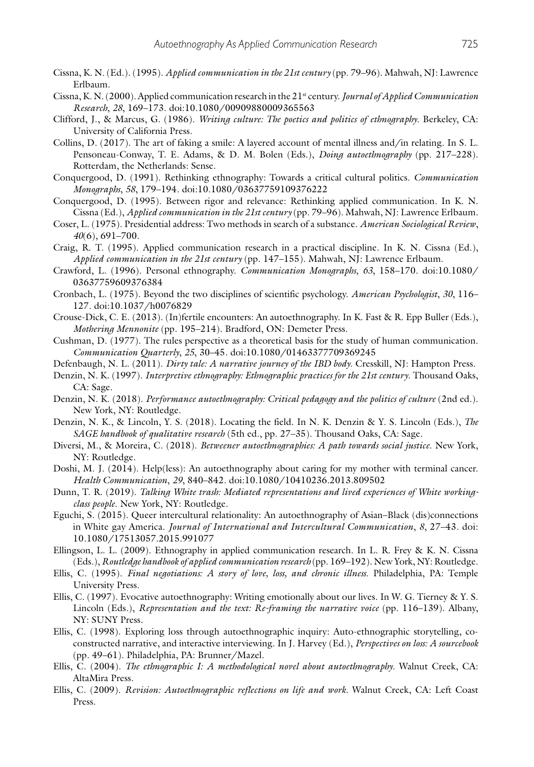Cissna, K. N. (Ed.). (1995). *Applied communication in the 21st century* (pp. 79–96). Mahwah, NJ: Lawrence Erlbaum.

Cissna, K. N. (2000). Applied communication research in the 21st century. *Journal of Applied Communication Research*, *28*, 169–173. doi:10.1080/00909880009365563

Clifford, J., & Marcus, G. (1986). *Writing culture: The poetics and politics of ethnography*. Berkeley, CA: University of California Press.

Collins, D. (2017). The art of faking a smile: A layered account of mental illness and/in relating. In S. L. Pensoneau-Conway, T. E. Adams, & D. M. Bolen (Eds.), *Doing autoethnography* (pp. 217–228). Rotterdam, the Netherlands: Sense.

Conquergood, D. (1991). Rethinking ethnography: Towards a critical cultural politics. *Communication Monographs*, *58*, 179–194. doi:10.1080/03637759109376222

Conquergood, D. (1995). Between rigor and relevance: Rethinking applied communication. In K. N. Cissna (Ed.), *Applied communication in the 21st century* (pp. 79–96). Mahwah, NJ: Lawrence Erlbaum.

Coser, L. (1975). Presidential address: Two methods in search of a substance. *American Sociological Review*, *40*(6), 691–700.

Craig, R. T. (1995). Applied communication research in a practical discipline. In K. N. Cissna (Ed.), *Applied communication in the 21st century* (pp. 147–155). Mahwah, NJ: Lawrence Erlbaum.

Crawford, L. (1996). Personal ethnography. *Communication Monographs*, *63*, 158–170. doi:10.1080/03637759609376384

Cronbach, L. (1975). Beyond the two disciplines of scientific psychology. *American Psychologist*, *30*, 116–127. doi:10.1037/h0076829

Crouse-Dick, C. E. (2013). (In)fertile encounters: An autoethnography. In K. Fast & R. Epp Buller (Eds.), *Mothering Mennonite* (pp. 195–214). Bradford, ON: Demeter Press.

Cushman, D. (1977). The rules perspective as a theoretical basis for the study of human communication. *Communication Quarterly*, *25*, 30–45. doi:10.1080/01463377709369245

Defenbaugh, N. L. (2011). *Dirty tale: A narrative journey of the IBD body*. Cresskill, NJ: Hampton Press.

Denzin, N. K. (1997). *Interpretive ethnography: Ethnographic practices for the 21st century*. Thousand Oaks, CA: Sage.

Denzin, N. K. (2018). *Performance autoethnography: Critical pedagogy and the politics of culture* (2nd ed.). New York, NY: Routledge.

Denzin, N. K., & Lincoln, Y. S. (2018). Locating the field. In N. K. Denzin & Y. S. Lincoln (Eds.), *The SAGE handbook of qualitative research* (5th ed., pp. 27–35). Thousand Oaks, CA: Sage.

Diversi, M., & Moreira, C. (2018). *Betweener autoethnographies: A path towards social justice*. New York, NY: Routledge.

Doshi, M. J. (2014). Help(less): An autoethnography about caring for my mother with terminal cancer. *Health Communication*, *29*, 840–842. doi:10.1080/10410236.2013.809502

Dunn, T. R. (2019). *Talking White trash: Mediated representations and lived experiences of White working-class people*. New York, NY: Routledge.

Eguchi, S. (2015). Queer intercultural relationality: An autoethnography of Asian–Black (dis)connections in White gay America. *Journal of International and Intercultural Communication*, *8*, 27–43. doi:10.1080/17513057.2015.991077

Ellingson, L. L. (2009). Ethnography in applied communication research. In L. R. Frey & K. N. Cissna (Eds.), *Routledge handbook of applied communication research* (pp. 169–192). New York, NY: Routledge.

Ellis, C. (1995). *Final negotiations: A story of love, loss, and chronic illness*. Philadelphia, PA: Temple University Press.

Ellis, C. (1997). Evocative autoethnography: Writing emotionally about our lives. In W. G. Tierney & Y. S. Lincoln (Eds.), *Representation and the text: Re-framing the narrative voice* (pp. 116–139). Albany, NY: SUNY Press.

Ellis, C. (1998). Exploring loss through autoethnographic inquiry: Auto-ethnographic storytelling, co-constructed narrative, and interactive interviewing. In J. Harvey (Ed.), *Perspectives on loss: A sourcebook* (pp. 49–61). Philadelphia, PA: Brunner/Mazel.

Ellis, C. (2004). *The ethnographic I: A methodological novel about autoethnography*. Walnut Creek, CA: AltaMira Press.

Ellis, C. (2009). *Revision: Autoethnographic reflections on life and work*. Walnut Creek, CA: Left Coast Press.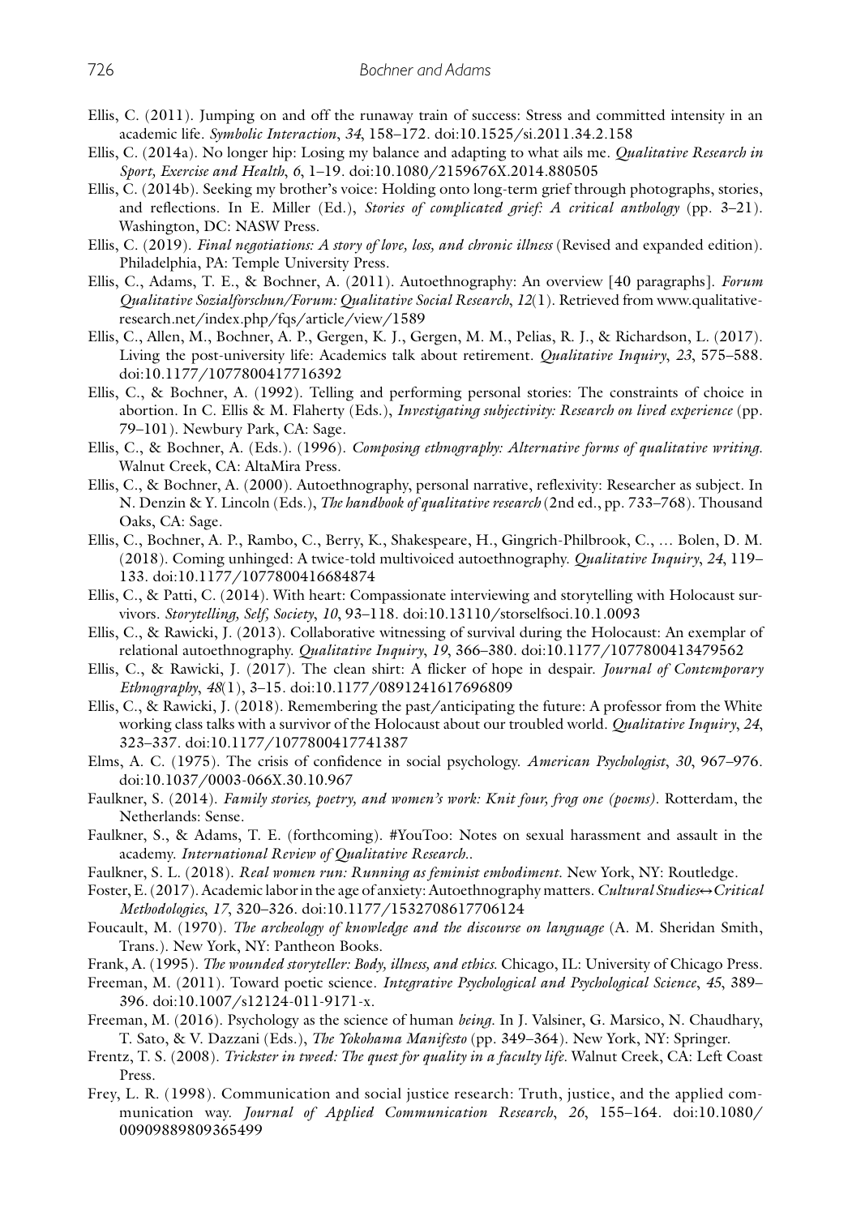Ellis, C. (2011). Jumping on and off the runaway train of success: Stress and committed intensity in an academic life. *Symbolic Interaction*, *34*, 158–172. doi:10.1525/si.2011.34.2.158

Ellis, C. (2014a). No longer hip: Losing my balance and adapting to what ails me. *Qualitative Research in Sport, Exercise and Health*, *6*, 1–19. doi:10.1080/2159676X.2014.880505

Ellis, C. (2014b). Seeking my brother's voice: Holding onto long-term grief through photographs, stories, and reflections. In E. Miller (Ed.), *Stories of complicated grief: A critical anthology* (pp. 3–21). Washington, DC: NASW Press.

Ellis, C. (2019). *Final negotiations: A story of love, loss, and chronic illness* (Revised and expanded edition). Philadelphia, PA: Temple University Press.

Ellis, C., Adams, T. E., & Bochner, A. (2011). Autoethnography: An overview [40 paragraphs]. *Forum Qualitative Sozialforschun/Forum: Qualitative Social Research*, *12*(1). Retrieved from www.qualitative-research.net/index.php/fqs/article/view/1589

Ellis, C., Allen, M., Bochner, A. P., Gergen, K. J., Gergen, M. M., Pelias, R. J., & Richardson, L. (2017). Living the post-university life: Academics talk about retirement. *Qualitative Inquiry*, *23*, 575–588. doi:10.1177/1077800417716392

Ellis, C., & Bochner, A. (1992). Telling and performing personal stories: The constraints of choice in abortion. In C. Ellis & M. Flaherty (Eds.), *Investigating subjectivity: Research on lived experience* (pp. 79–101). Newbury Park, CA: Sage.

Ellis, C., & Bochner, A. (Eds.). (1996). *Composing ethnography: Alternative forms of qualitative writing*. Walnut Creek, CA: AltaMira Press.

Ellis, C., & Bochner, A. (2000). Autoethnography, personal narrative, reflexivity: Researcher as subject. In N. Denzin & Y. Lincoln (Eds.), *The handbook of qualitative research* (2nd ed., pp. 733–768). Thousand Oaks, CA: Sage.

Ellis, C., Bochner, A. P., Rambo, C., Berry, K., Shakespeare, H., Gingrich-Philbrook, C., … Bolen, D. M. (2018). Coming unhinged: A twice-told multivoiced autoethnography. *Qualitative Inquiry*, *24*, 119–133. doi:10.1177/1077800416684874

Ellis, C., & Patti, C. (2014). With heart: Compassionate interviewing and storytelling with Holocaust survivors. *Storytelling, Self, Society*, *10*, 93–118. doi:10.13110/storselfsoci.10.1.0093

Ellis, C., & Rawicki, J. (2013). Collaborative witnessing of survival during the Holocaust: An exemplar of relational autoethnography. *Qualitative Inquiry*, *19*, 366–380. doi:10.1177/1077800413479562

Ellis, C., & Rawicki, J. (2017). The clean shirt: A flicker of hope in despair. *Journal of Contemporary Ethnography*, *48*(1), 3–15. doi:10.1177/0891241617696809

Ellis, C., & Rawicki, J. (2018). Remembering the past/anticipating the future: A professor from the White working class talks with a survivor of the Holocaust about our troubled world. *Qualitative Inquiry*, *24*, 323–337. doi:10.1177/1077800417741387

Elms, A. C. (1975). The crisis of confidence in social psychology. *American Psychologist*, *30*, 967–976. doi:10.1037/0003-066X.30.10.967

Faulkner, S. (2014). *Family stories, poetry, and women's work: Knit four, frog one (poems)*. Rotterdam, the Netherlands: Sense.

Faulkner, S., & Adams, T. E. (forthcoming). #YouToo: Notes on sexual harassment and assault in the academy. *International Review of Qualitative Research.*.

Faulkner, S. L. (2018). *Real women run: Running as feminist embodiment*. New York, NY: Routledge.

Foster, E. (2017). Academic labor in the age of anxiety: Autoethnography matters. *Cultural Studies↔Critical Methodologies*, *17*, 320–326. doi:10.1177/1532708617706124

Foucault, M. (1970). *The archeology of knowledge and the discourse on language* (A. M. Sheridan Smith, Trans.). New York, NY: Pantheon Books.

Frank, A. (1995). *The wounded storyteller: Body, illness, and ethics*. Chicago, IL: University of Chicago Press.

Freeman, M. (2011). Toward poetic science. *Integrative Psychological and Psychological Science*, *45*, 389–396. doi:10.1007/s12124-011-9171-x.

Freeman, M. (2016). Psychology as the science of human *being*. In J. Valsiner, G. Marsico, N. Chaudhary, T. Sato, & V. Dazzani (Eds.), *The Yokohama Manifesto* (pp. 349–364). New York, NY: Springer.

Frentz, T. S. (2008). *Trickster in tweed: The quest for quality in a faculty life*. Walnut Creek, CA: Left Coast Press.

Frey, L. R. (1998). Communication and social justice research: Truth, justice, and the applied communication way. *Journal of Applied Communication Research*, *26*, 155–164. doi:10.1080/00909889809365499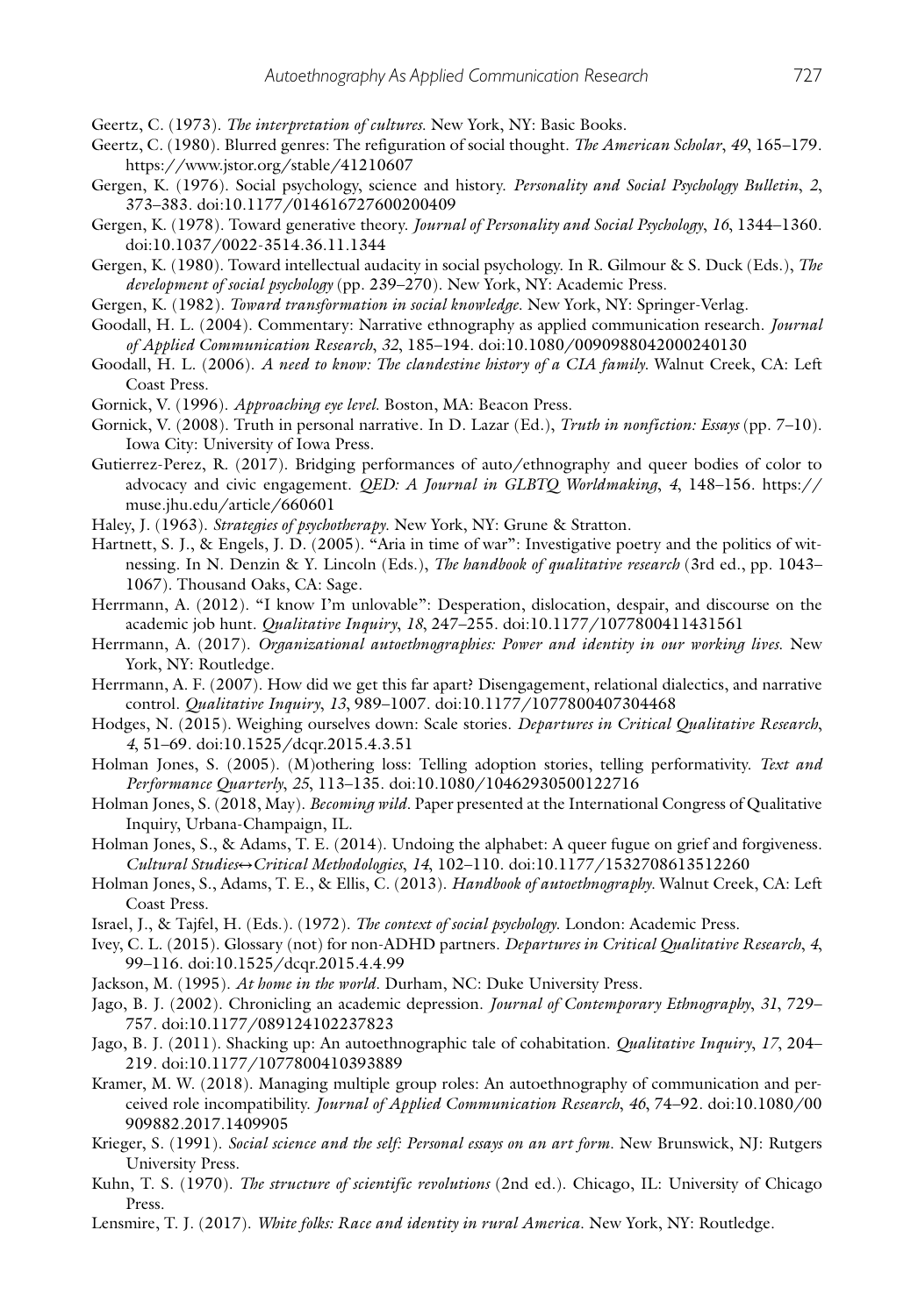Geertz, C. (1973). *The interpretation of cultures*. New York, NY: Basic Books.

Geertz, C. (1980). Blurred genres: The refiguration of social thought. *The American Scholar*, *49*, 165–179. https://www.jstor.org/stable/41210607

Gergen, K. (1976). Social psychology, science and history. *Personality and Social Psychology Bulletin*, *2*, 373–383. doi:10.1177/014616727600200409

Gergen, K. (1978). Toward generative theory. *Journal of Personality and Social Psychology*, *16*, 1344–1360. doi:10.1037/0022-3514.36.11.1344

Gergen, K. (1980). Toward intellectual audacity in social psychology. In R. Gilmour & S. Duck (Eds.), *The development of social psychology* (pp. 239–270). New York, NY: Academic Press.

Gergen, K. (1982). *Toward transformation in social knowledge*. New York, NY: Springer-Verlag.

Goodall, H. L. (2004). Commentary: Narrative ethnography as applied communication research. *Journal of Applied Communication Research*, *32*, 185–194. doi:10.1080/0090988042000240130

Goodall, H. L. (2006). *A need to know: The clandestine history of a CIA family*. Walnut Creek, CA: Left Coast Press.

Gornick, V. (1996). *Approaching eye level*. Boston, MA: Beacon Press.

Gornick, V. (2008). Truth in personal narrative. In D. Lazar (Ed.), *Truth in nonfiction: Essays* (pp. 7–10). Iowa City: University of Iowa Press.

Gutierrez-Perez, R. (2017). Bridging performances of auto/ethnography and queer bodies of color to advocacy and civic engagement. *QED: A Journal in GLBTQ Worldmaking*, *4*, 148–156. https://muse.jhu.edu/article/660601

Haley, J. (1963). *Strategies of psychotherapy*. New York, NY: Grune & Stratton.

Hartnett, S. J., & Engels, J. D. (2005). "Aria in time of war": Investigative poetry and the politics of witnessing. In N. Denzin & Y. Lincoln (Eds.), *The handbook of qualitative research* (3rd ed., pp. 1043–1067). Thousand Oaks, CA: Sage.

Herrmann, A. (2012). "I know I'm unlovable": Desperation, dislocation, despair, and discourse on the academic job hunt. *Qualitative Inquiry*, *18*, 247–255. doi:10.1177/1077800411431561

Herrmann, A. (2017). *Organizational autoethnographies: Power and identity in our working lives*. New York, NY: Routledge.

Herrmann, A. F. (2007). How did we get this far apart? Disengagement, relational dialectics, and narrative control. *Qualitative Inquiry*, *13*, 989–1007. doi:10.1177/1077800407304468

Hodges, N. (2015). Weighing ourselves down: Scale stories. *Departures in Critical Qualitative Research*, *4*, 51–69. doi:10.1525/dcqr.2015.4.3.51

Holman Jones, S. (2005). (M)othering loss: Telling adoption stories, telling performativity. *Text and Performance Quarterly*, *25*, 113–135. doi:10.1080/10462930500122716

Holman Jones, S. (2018, May). *Becoming wild*. Paper presented at the International Congress of Qualitative Inquiry, Urbana-Champaign, IL.

Holman Jones, S., & Adams, T. E. (2014). Undoing the alphabet: A queer fugue on grief and forgiveness. *Cultural Studies↔Critical Methodologies*, *14*, 102–110. doi:10.1177/1532708613512260

Holman Jones, S., Adams, T. E., & Ellis, C. (2013). *Handbook of autoethnography*. Walnut Creek, CA: Left Coast Press.

Israel, J., & Tajfel, H. (Eds.). (1972). *The context of social psychology*. London: Academic Press.

Ivey, C. L. (2015). Glossary (not) for non-ADHD partners. *Departures in Critical Qualitative Research*, *4*, 99–116. doi:10.1525/dcqr.2015.4.4.99

Jackson, M. (1995). *At home in the world*. Durham, NC: Duke University Press.

Jago, B. J. (2002). Chronicling an academic depression. *Journal of Contemporary Ethnography*, *31*, 729–757. doi:10.1177/089124102237823

Jago, B. J. (2011). Shacking up: An autoethnographic tale of cohabitation. *Qualitative Inquiry*, *17*, 204–219. doi:10.1177/1077800410393889

Kramer, M. W. (2018). Managing multiple group roles: An autoethnography of communication and perceived role incompatibility. *Journal of Applied Communication Research*, *46*, 74–92. doi:10.1080/00909882.2017.1409905

Krieger, S. (1991). *Social science and the self: Personal essays on an art form*. New Brunswick, NJ: Rutgers University Press.

Kuhn, T. S. (1970). *The structure of scientific revolutions* (2nd ed.). Chicago, IL: University of Chicago Press.

Lensmire, T. J. (2017). *White folks: Race and identity in rural America*. New York, NY: Routledge.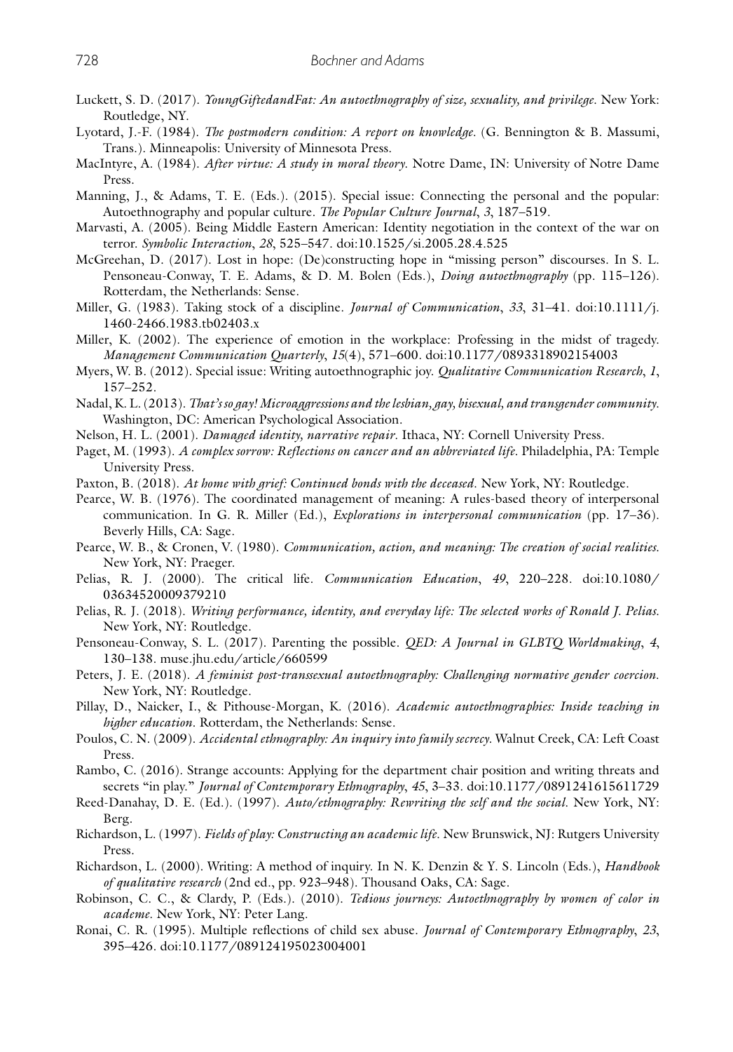Luckett, S. D. (2017). *YoungGiftedandFat: An autoethnography of size, sexuality, and privilege*. New York: Routledge, NY.

Lyotard, J.-F. (1984). *The postmodern condition: A report on knowledge*. (G. Bennington & B. Massumi, Trans.). Minneapolis: University of Minnesota Press.

MacIntyre, A. (1984). *After virtue: A study in moral theory*. Notre Dame, IN: University of Notre Dame Press.

Manning, J., & Adams, T. E. (Eds.). (2015). Special issue: Connecting the personal and the popular: Autoethnography and popular culture. *The Popular Culture Journal*, *3*, 187–519.

Marvasti, A. (2005). Being Middle Eastern American: Identity negotiation in the context of the war on terror. *Symbolic Interaction*, *28*, 525–547. doi:10.1525/si.2005.28.4.525

McGreehan, D. (2017). Lost in hope: (De)constructing hope in "missing person" discourses. In S. L. Pensoneau-Conway, T. E. Adams, & D. M. Bolen (Eds.), *Doing autoethnography* (pp. 115–126). Rotterdam, the Netherlands: Sense.

Miller, G. (1983). Taking stock of a discipline. *Journal of Communication*, *33*, 31–41. doi:10.1111/j.1460-2466.1983.tb02403.x

Miller, K. (2002). The experience of emotion in the workplace: Professing in the midst of tragedy. *Management Communication Quarterly*, *15*(4), 571–600. doi:10.1177/0893318902154003

Myers, W. B. (2012). Special issue: Writing autoethnographic joy. *Qualitative Communication Research*, *1*, 157–252.

Nadal, K. L. (2013). *That's so gay! Microaggressions and the lesbian, gay, bisexual, and transgender community*. Washington, DC: American Psychological Association.

Nelson, H. L. (2001). *Damaged identity, narrative repair*. Ithaca, NY: Cornell University Press.

Paget, M. (1993). *A complex sorrow: Reflections on cancer and an abbreviated life*. Philadelphia, PA: Temple University Press.

Paxton, B. (2018). *At home with grief: Continued bonds with the deceased*. New York, NY: Routledge.

Pearce, W. B. (1976). The coordinated management of meaning: A rules-based theory of interpersonal communication. In G. R. Miller (Ed.), *Explorations in interpersonal communication* (pp. 17–36). Beverly Hills, CA: Sage.

Pearce, W. B., & Cronen, V. (1980). *Communication, action, and meaning: The creation of social realities*. New York, NY: Praeger.

Pelias, R. J. (2000). The critical life. *Communication Education*, *49*, 220–228. doi:10.1080/03634520009379210

Pelias, R. J. (2018). *Writing performance, identity, and everyday life: The selected works of Ronald J. Pelias*. New York, NY: Routledge.

Pensoneau-Conway, S. L. (2017). Parenting the possible. *QED: A Journal in GLBTQ Worldmaking*, *4*, 130–138. muse.jhu.edu/article/660599

Peters, J. E. (2018). *A feminist post-transsexual autoethnography: Challenging normative gender coercion*. New York, NY: Routledge.

Pillay, D., Naicker, I., & Pithouse-Morgan, K. (2016). *Academic autoethnographies: Inside teaching in higher education*. Rotterdam, the Netherlands: Sense.

Poulos, C. N. (2009). *Accidental ethnography: An inquiry into family secrecy*. Walnut Creek, CA: Left Coast Press.

Rambo, C. (2016). Strange accounts: Applying for the department chair position and writing threats and secrets "in play." *Journal of Contemporary Ethnography*, *45*, 3–33. doi:10.1177/0891241615611729

Reed-Danahay, D. E. (Ed.). (1997). *Auto/ethnography: Rewriting the self and the social*. New York, NY: Berg.

Richardson, L. (1997). *Fields of play: Constructing an academic life*. New Brunswick, NJ: Rutgers University Press.

Richardson, L. (2000). Writing: A method of inquiry. In N. K. Denzin & Y. S. Lincoln (Eds.), *Handbook of qualitative research* (2nd ed., pp. 923–948). Thousand Oaks, CA: Sage.

Robinson, C. C., & Clardy, P. (Eds.). (2010). *Tedious journeys: Autoethnography by women of color in academe*. New York, NY: Peter Lang.

Ronai, C. R. (1995). Multiple reflections of child sex abuse. *Journal of Contemporary Ethnography*, *23*, 395–426. doi:10.1177/089124195023004001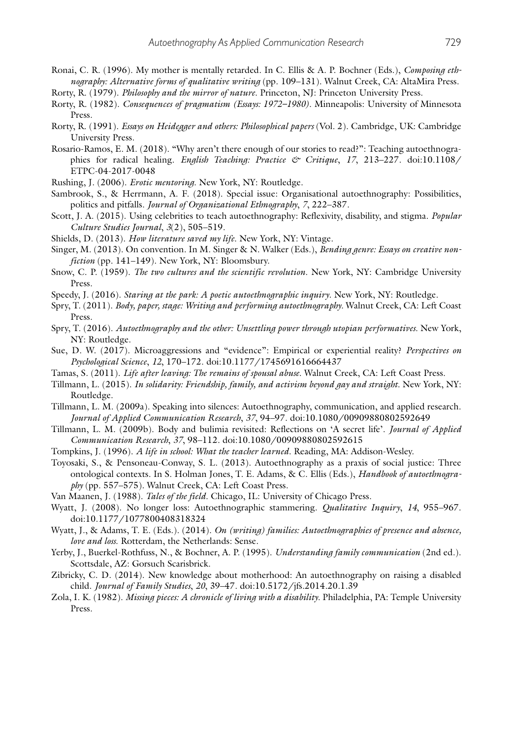Ronai, C. R. (1996). My mother is mentally retarded. In C. Ellis & A. P. Bochner (Eds.), *Composing ethnography: Alternative forms of qualitative writing* (pp. 109–131). Walnut Creek, CA: AltaMira Press.

Rorty, R. (1979). *Philosophy and the mirror of nature*. Princeton, NJ: Princeton University Press.

Rorty, R. (1982). *Consequences of pragmatism (Essays: 1972–1980)*. Minneapolis: University of Minnesota Press.

Rorty, R. (1991). *Essays on Heidegger and others: Philosophical papers* (Vol. 2). Cambridge, UK: Cambridge University Press.

Rosario-Ramos, E. M. (2018). "Why aren't there enough of our stories to read?": Teaching autoethnographies for radical healing. *English Teaching: Practice & Critique*, *17*, 213–227. doi:10.1108/ETPC-04-2017-0048

Rushing, J. (2006). *Erotic mentoring*. New York, NY: Routledge.

Sambrook, S., & Herrmann, A. F. (2018). Special issue: Organisational autoethnography: Possibilities, politics and pitfalls. *Journal of Organizational Ethnography*, *7*, 222–387.

Scott, J. A. (2015). Using celebrities to teach autoethnography: Reflexivity, disability, and stigma. *Popular Culture Studies Journal*, *3*(2), 505–519.

Shields, D. (2013). *How literature saved my life*. New York, NY: Vintage.

Singer, M. (2013). On convention. In M. Singer & N. Walker (Eds.), *Bending genre: Essays on creative nonfiction* (pp. 141–149). New York, NY: Bloomsbury.

Snow, C. P. (1959). *The two cultures and the scientific revolution*. New York, NY: Cambridge University Press.

Speedy, J. (2016). *Staring at the park: A poetic autoethnographic inquiry*. New York, NY: Routledge.

Spry, T. (2011). *Body, paper, stage: Writing and performing autoethnography*. Walnut Creek, CA: Left Coast Press.

Spry, T. (2016). *Autoethnography and the other: Unsettling power through utopian performatives*. New York, NY: Routledge.

Sue, D. W. (2017). Microaggressions and "evidence": Empirical or experiential reality? *Perspectives on Psychological Science*, *12*, 170–172. doi:10.1177/1745691616664437

Tamas, S. (2011). *Life after leaving: The remains of spousal abuse*. Walnut Creek, CA: Left Coast Press.

Tillmann, L. (2015). *In solidarity: Friendship, family, and activism beyond gay and straight*. New York, NY: Routledge.

Tillmann, L. M. (2009a). Speaking into silences: Autoethnography, communication, and applied research. *Journal of Applied Communication Research*, *37*, 94–97. doi:10.1080/00909880802592649

Tillmann, L. M. (2009b). Body and bulimia revisited: Reflections on 'A secret life'. *Journal of Applied Communication Research*, *37*, 98–112. doi:10.1080/00909880802592615

Tompkins, J. (1996). *A life in school: What the teacher learned*. Reading, MA: Addison-Wesley.

Toyosaki, S., & Pensoneau-Conway, S. L. (2013). Autoethnography as a praxis of social justice: Three ontological contexts. In S. Holman Jones, T. E. Adams, & C. Ellis (Eds.), *Handbook of autoethnography* (pp. 557–575). Walnut Creek, CA: Left Coast Press.

Van Maanen, J. (1988). *Tales of the field*. Chicago, IL: University of Chicago Press.

Wyatt, J. (2008). No longer loss: Autoethnographic stammering. *Qualitative Inquiry*, *14*, 955–967. doi:10.1177/1077800408318324

Wyatt, J., & Adams, T. E. (Eds.). (2014). *On (writing) families: Autoethnographies of presence and absence, love and loss*. Rotterdam, the Netherlands: Sense.

Yerby, J., Buerkel-Rothfuss, N., & Bochner, A. P. (1995). *Understanding family communication* (2nd ed.). Scottsdale, AZ: Gorsuch Scarisbrick.

Zibricky, C. D. (2014). New knowledge about motherhood: An autoethnography on raising a disabled child. *Journal of Family Studies*, *20*, 39–47. doi:10.5172/jfs.2014.20.1.39

Zola, I. K. (1982). *Missing pieces: A chronicle of living with a disability*. Philadelphia, PA: Temple University Press.